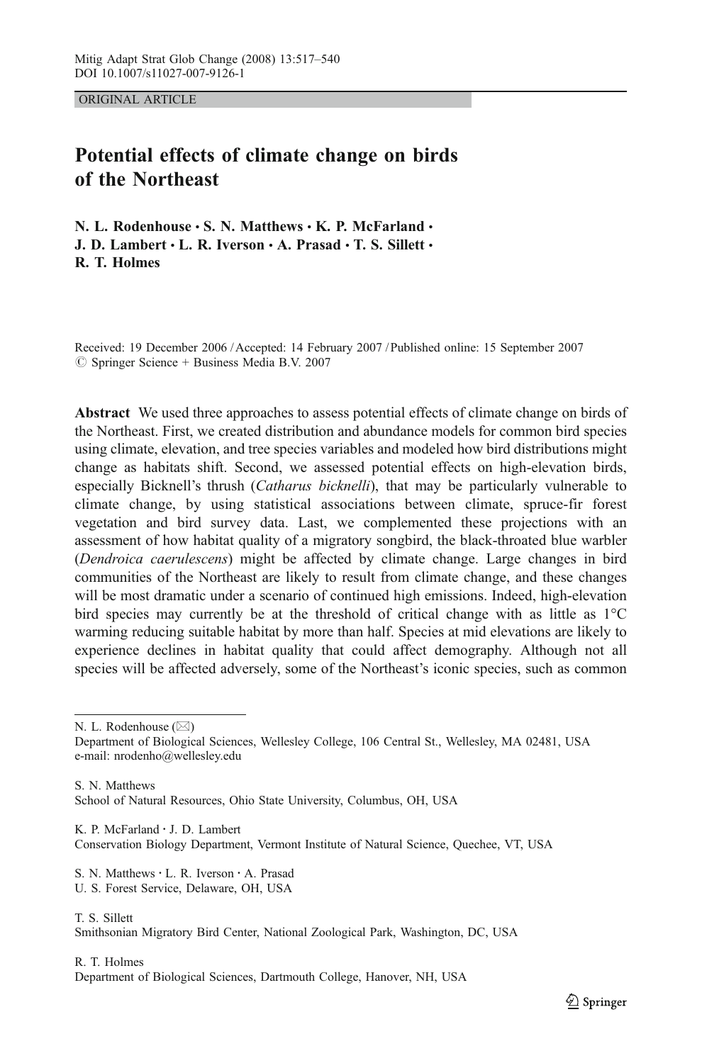ORIGINAL ARTICLE

# Potential effects of climate change on birds of the Northeast

**N. L. Rodenhouse · S. N. Matthews · K. P. McFarland · J. D. Lambert · L. R. Iverson · A. Prasad · T. S. Sillett · R. T. Holmes**

Received: 19 December 2006 / Accepted: 14 February 2007 / Published online: 15 September 2007
© Springer Science + Business Media B.V. 2007

**Abstract** We used three approaches to assess potential effects of climate change on birds of the Northeast. First, we created distribution and abundance models for common bird species using climate, elevation, and tree species variables and modeled how bird distributions might change as habitats shift. Second, we assessed potential effects on high-elevation birds, especially Bicknell's thrush (*Catharus bicknelli*), that may be particularly vulnerable to climate change, by using statistical associations between climate, spruce-fir forest vegetation and bird survey data. Last, we complemented these projections with an assessment of how habitat quality of a migratory songbird, the black-throated blue warbler (*Dendroica caerulescens*) might be affected by climate change. Large changes in bird communities of the Northeast are likely to result from climate change, and these changes will be most dramatic under a scenario of continued high emissions. Indeed, high-elevation bird species may currently be at the threshold of critical change with as little as 1°C warming reducing suitable habitat by more than half. Species at mid elevations are likely to experience declines in habitat quality that could affect demography. Although not all species will be affected adversely, some of the Northeast's iconic species, such as common

---

N. L. Rodenhouse (✉)
Department of Biological Sciences, Wellesley College, 106 Central St., Wellesley, MA 02481, USA
e-mail: nrodenho@wellesley.edu

S. N. Matthews
School of Natural Resources, Ohio State University, Columbus, OH, USA

K. P. McFarland · J. D. Lambert
Conservation Biology Department, Vermont Institute of Natural Science, Quechee, VT, USA

S. N. Matthews · L. R. Iverson · A. Prasad
U. S. Forest Service, Delaware, OH, USA

T. S. Sillett
Smithsonian Migratory Bird Center, National Zoological Park, Washington, DC, USA

R. T. Holmes
Department of Biological Sciences, Dartmouth College, Hanover, NH, USA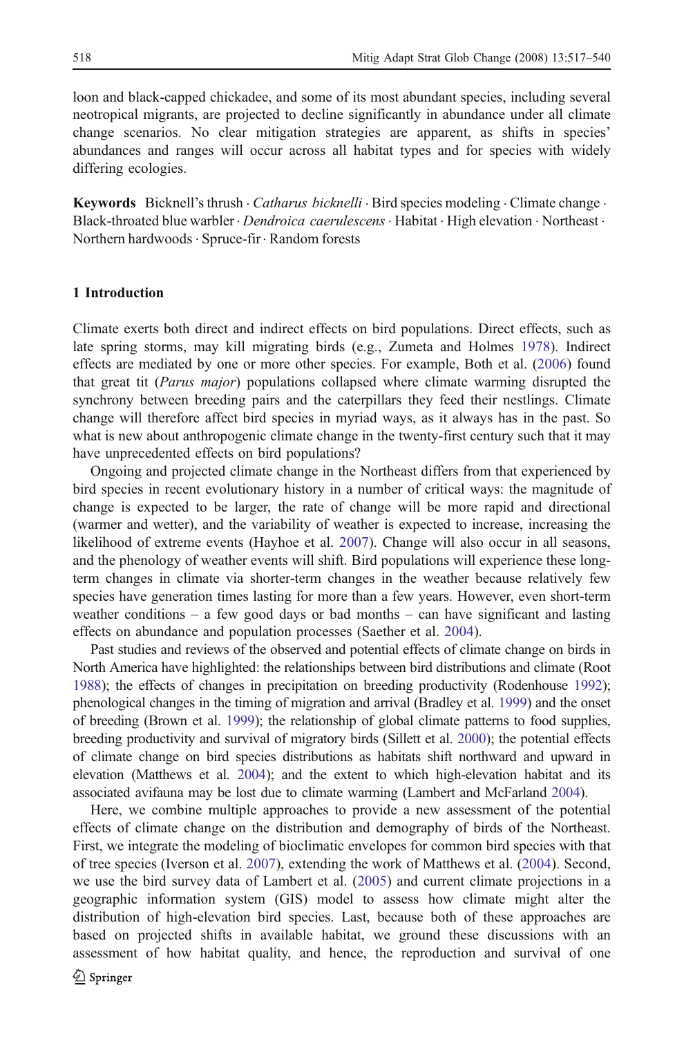loon and black-capped chickadee, and some of its most abundant species, including several neotropical migrants, are projected to decline significantly in abundance under all climate change scenarios. No clear mitigation strategies are apparent, as shifts in species' abundances and ranges will occur across all habitat types and for species with widely differing ecologies.

**Keywords** Bicknell's thrush · *Catharus bicknelli* · Bird species modeling · Climate change · Black-throated blue warbler · *Dendroica caerulescens* · Habitat · High elevation · Northeast · Northern hardwoods · Spruce-fir · Random forests

## 1 Introduction

Climate exerts both direct and indirect effects on bird populations. Direct effects, such as late spring storms, may kill migrating birds (e.g., Zumeta and Holmes 1978). Indirect effects are mediated by one or more other species. For example, Both et al. (2006) found that great tit (*Parus major*) populations collapsed where climate warming disrupted the synchrony between breeding pairs and the caterpillars they feed their nestlings. Climate change will therefore affect bird species in myriad ways, as it always has in the past. So what is new about anthropogenic climate change in the twenty-first century such that it may have unprecedented effects on bird populations?

Ongoing and projected climate change in the Northeast differs from that experienced by bird species in recent evolutionary history in a number of critical ways: the magnitude of change is expected to be larger, the rate of change will be more rapid and directional (warmer and wetter), and the variability of weather is expected to increase, increasing the likelihood of extreme events (Hayhoe et al. 2007). Change will also occur in all seasons, and the phenology of weather events will shift. Bird populations will experience these long-term changes in climate via shorter-term changes in the weather because relatively few species have generation times lasting for more than a few years. However, even short-term weather conditions – a few good days or bad months – can have significant and lasting effects on abundance and population processes (Saether et al. 2004).

Past studies and reviews of the observed and potential effects of climate change on birds in North America have highlighted: the relationships between bird distributions and climate (Root 1988); the effects of changes in precipitation on breeding productivity (Rodenhouse 1992); phenological changes in the timing of migration and arrival (Bradley et al. 1999) and the onset of breeding (Brown et al. 1999); the relationship of global climate patterns to food supplies, breeding productivity and survival of migratory birds (Sillett et al. 2000); the potential effects of climate change on bird species distributions as habitats shift northward and upward in elevation (Matthews et al. 2004); and the extent to which high-elevation habitat and its associated avifauna may be lost due to climate warming (Lambert and McFarland 2004).

Here, we combine multiple approaches to provide a new assessment of the potential effects of climate change on the distribution and demography of birds of the Northeast. First, we integrate the modeling of bioclimatic envelopes for common bird species with that of tree species (Iverson et al. 2007), extending the work of Matthews et al. (2004). Second, we use the bird survey data of Lambert et al. (2005) and current climate projections in a geographic information system (GIS) model to assess how climate might alter the distribution of high-elevation bird species. Last, because both of these approaches are based on projected shifts in available habitat, we ground these discussions with an assessment of how habitat quality, and hence, the reproduction and survival of one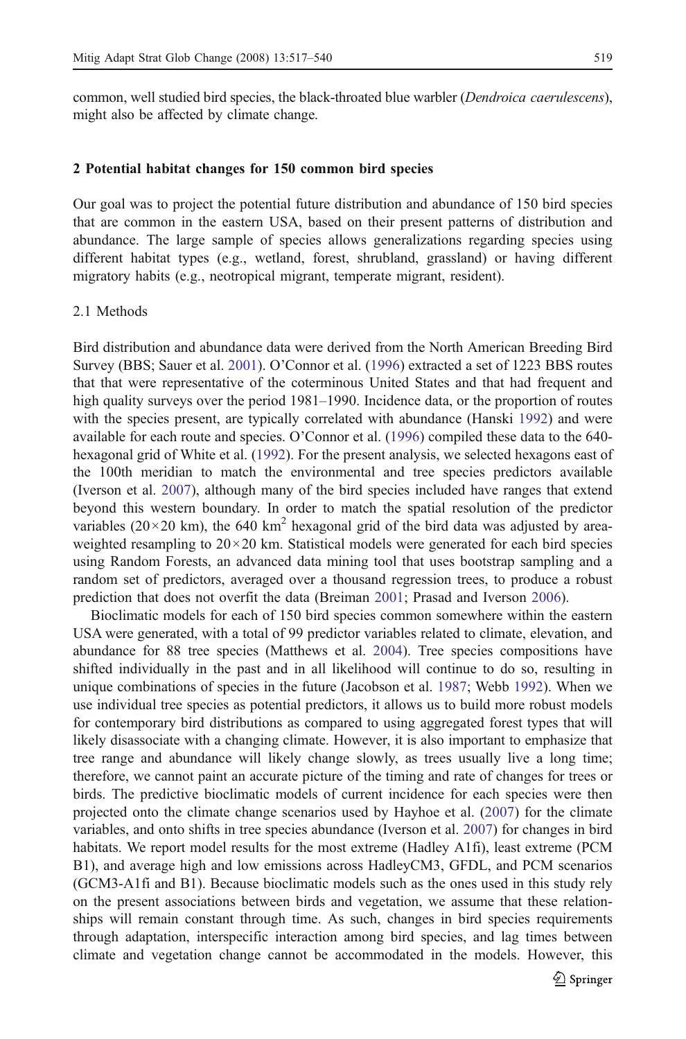common, well studied bird species, the black-throated blue warbler (*Dendroica caerulescens*), might also be affected by climate change.

## 2 Potential habitat changes for 150 common bird species

Our goal was to project the potential future distribution and abundance of 150 bird species that are common in the eastern USA, based on their present patterns of distribution and abundance. The large sample of species allows generalizations regarding species using different habitat types (e.g., wetland, forest, shrubland, grassland) or having different migratory habits (e.g., neotropical migrant, temperate migrant, resident).

### 2.1 Methods

Bird distribution and abundance data were derived from the North American Breeding Bird Survey (BBS; Sauer et al. 2001). O'Connor et al. (1996) extracted a set of 1223 BBS routes that that were representative of the coterminous United States and that had frequent and high quality surveys over the period 1981–1990. Incidence data, or the proportion of routes with the species present, are typically correlated with abundance (Hanski 1992) and were available for each route and species. O'Connor et al. (1996) compiled these data to the 640-hexagonal grid of White et al. (1992). For the present analysis, we selected hexagons east of the 100th meridian to match the environmental and tree species predictors available (Iverson et al. 2007), although many of the bird species included have ranges that extend beyond this western boundary. In order to match the spatial resolution of the predictor variables (20×20 km), the 640 km$^2$ hexagonal grid of the bird data was adjusted by area-weighted resampling to 20×20 km. Statistical models were generated for each bird species using Random Forests, an advanced data mining tool that uses bootstrap sampling and a random set of predictors, averaged over a thousand regression trees, to produce a robust prediction that does not overfit the data (Breiman 2001; Prasad and Iverson 2006).

Bioclimatic models for each of 150 bird species common somewhere within the eastern USA were generated, with a total of 99 predictor variables related to climate, elevation, and abundance for 88 tree species (Matthews et al. 2004). Tree species compositions have shifted individually in the past and in all likelihood will continue to do so, resulting in unique combinations of species in the future (Jacobson et al. 1987; Webb 1992). When we use individual tree species as potential predictors, it allows us to build more robust models for contemporary bird distributions as compared to using aggregated forest types that will likely disassociate with a changing climate. However, it is also important to emphasize that tree range and abundance will likely change slowly, as trees usually live a long time; therefore, we cannot paint an accurate picture of the timing and rate of changes for trees or birds. The predictive bioclimatic models of current incidence for each species were then projected onto the climate change scenarios used by Hayhoe et al. (2007) for the climate variables, and onto shifts in tree species abundance (Iverson et al. 2007) for changes in bird habitats. We report model results for the most extreme (Hadley A1fi), least extreme (PCM B1), and average high and low emissions across HadleyCM3, GFDL, and PCM scenarios (GCM3-A1fi and B1). Because bioclimatic models such as the ones used in this study rely on the present associations between birds and vegetation, we assume that these relationships will remain constant through time. As such, changes in bird species requirements through adaptation, interspecific interaction among bird species, and lag times between climate and vegetation change cannot be accommodated in the models. However, this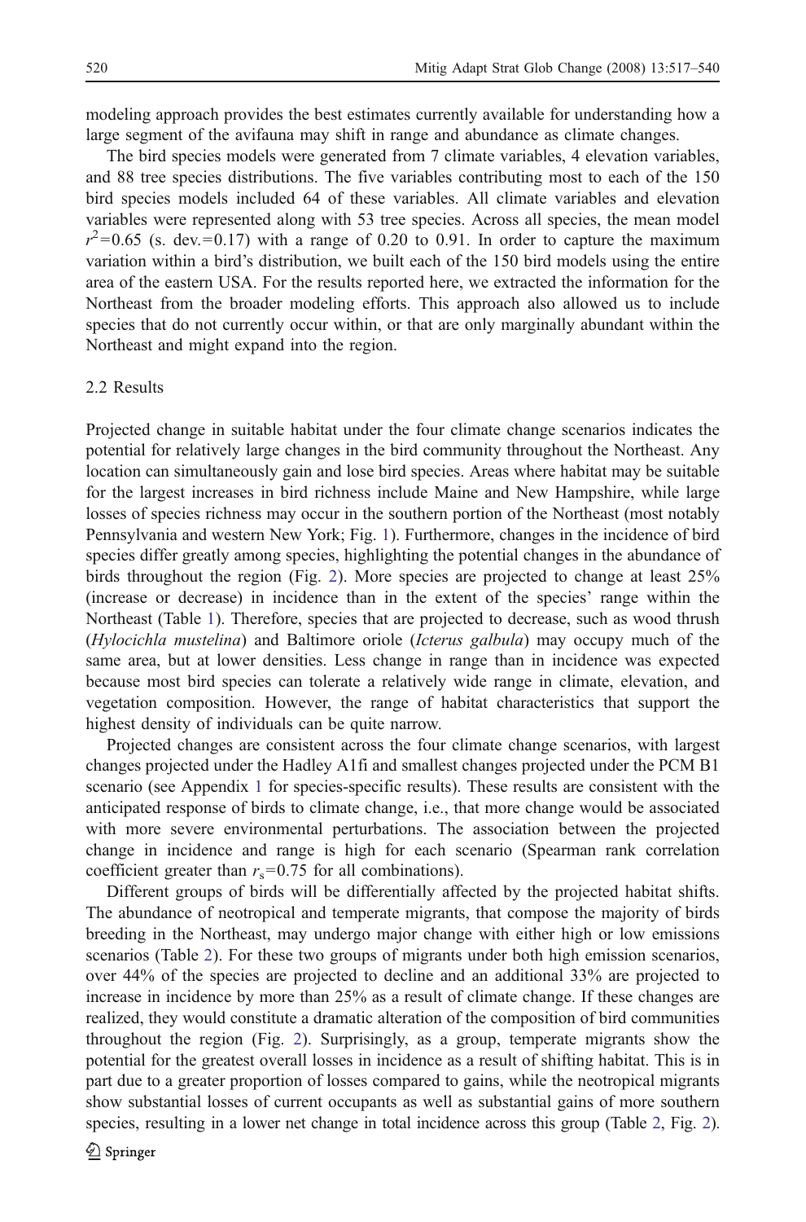modeling approach provides the best estimates currently available for understanding how a large segment of the avifauna may shift in range and abundance as climate changes.

The bird species models were generated from 7 climate variables, 4 elevation variables, and 88 tree species distributions. The five variables contributing most to each of the 150 bird species models included 64 of these variables. All climate variables and elevation variables were represented along with 53 tree species. Across all species, the mean model $r^2=0.65$ (s. dev.=0.17) with a range of 0.20 to 0.91. In order to capture the maximum variation within a bird's distribution, we built each of the 150 bird models using the entire area of the eastern USA. For the results reported here, we extracted the information for the Northeast from the broader modeling efforts. This approach also allowed us to include species that do not currently occur within, or that are only marginally abundant within the Northeast and might expand into the region.

### 2.2 Results

Projected change in suitable habitat under the four climate change scenarios indicates the potential for relatively large changes in the bird community throughout the Northeast. Any location can simultaneously gain and lose bird species. Areas where habitat may be suitable for the largest increases in bird richness include Maine and New Hampshire, while large losses of species richness may occur in the southern portion of the Northeast (most notably Pennsylvania and western New York; Fig. 1). Furthermore, changes in the incidence of bird species differ greatly among species, highlighting the potential changes in the abundance of birds throughout the region (Fig. 2). More species are projected to change at least 25% (increase or decrease) in incidence than in the extent of the species' range within the Northeast (Table 1). Therefore, species that are projected to decrease, such as wood thrush (*Hylocichla mustelina*) and Baltimore oriole (*Icterus galbula*) may occupy much of the same area, but at lower densities. Less change in range than in incidence was expected because most bird species can tolerate a relatively wide range in climate, elevation, and vegetation composition. However, the range of habitat characteristics that support the highest density of individuals can be quite narrow.

Projected changes are consistent across the four climate change scenarios, with largest changes projected under the Hadley A1fi and smallest changes projected under the PCM B1 scenario (see Appendix 1 for species-specific results). These results are consistent with the anticipated response of birds to climate change, i.e., that more change would be associated with more severe environmental perturbations. The association between the projected change in incidence and range is high for each scenario (Spearman rank correlation coefficient greater than $r_s=0.75$ for all combinations).

Different groups of birds will be differentially affected by the projected habitat shifts. The abundance of neotropical and temperate migrants, that compose the majority of birds breeding in the Northeast, may undergo major change with either high or low emissions scenarios (Table 2). For these two groups of migrants under both high emission scenarios, over 44% of the species are projected to decline and an additional 33% are projected to increase in incidence by more than 25% as a result of climate change. If these changes are realized, they would constitute a dramatic alteration of the composition of bird communities throughout the region (Fig. 2). Surprisingly, as a group, temperate migrants show the potential for the greatest overall losses in incidence as a result of shifting habitat. This is in part due to a greater proportion of losses compared to gains, while the neotropical migrants show substantial losses of current occupants as well as substantial gains of more southern species, resulting in a lower net change in total incidence across this group (Table 2, Fig. 2).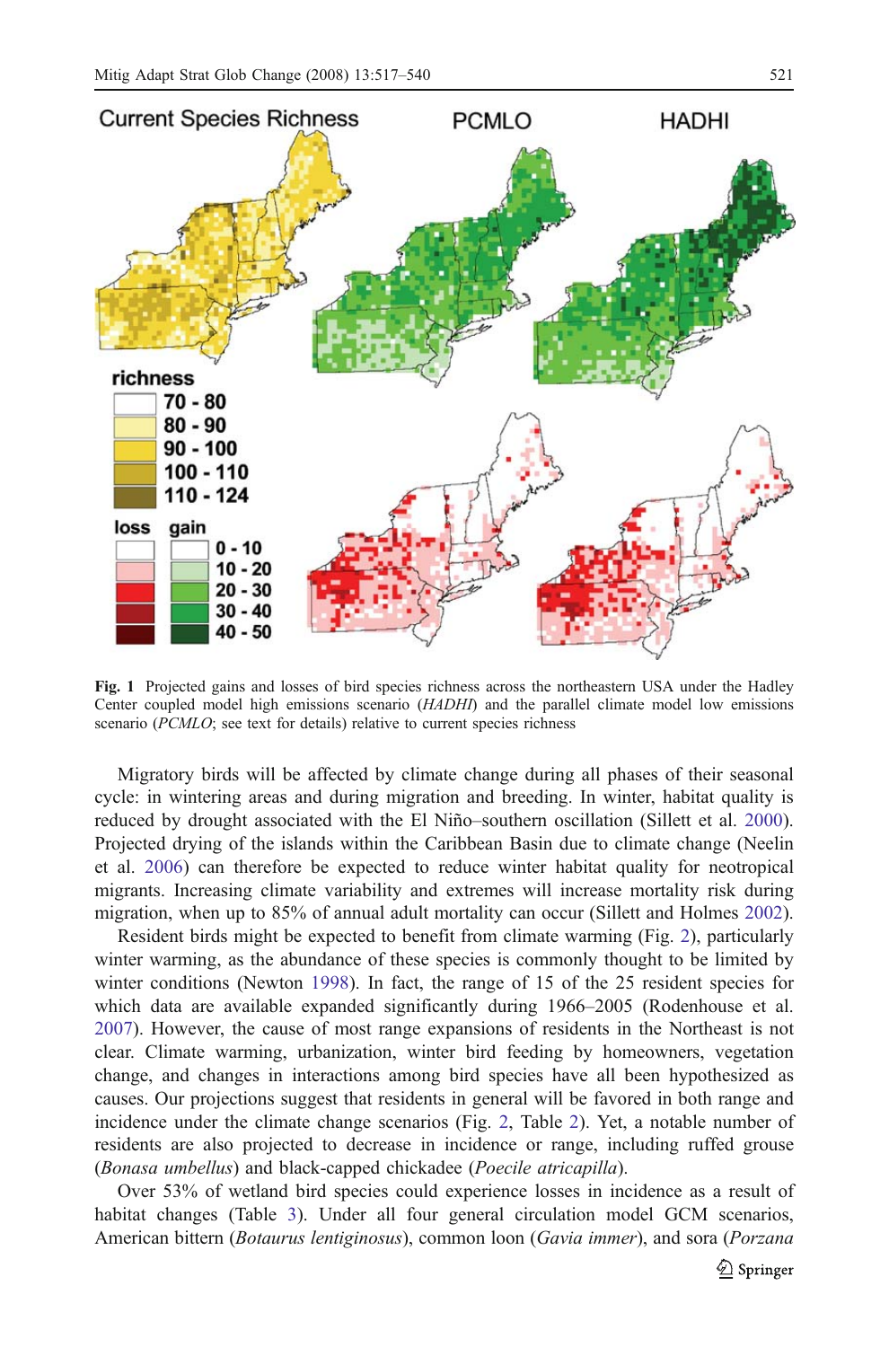**Fig. 1** Projected gains and losses of bird species richness across the northeastern USA under the Hadley Center coupled model high emissions scenario (*HADHI*) and the parallel climate model low emissions scenario (*PCMLO*; see text for details) relative to current species richness

Migratory birds will be affected by climate change during all phases of their seasonal cycle: in wintering areas and during migration and breeding. In winter, habitat quality is reduced by drought associated with the El Niño–southern oscillation (Sillett et al. 2000). Projected drying of the islands within the Caribbean Basin due to climate change (Neelin et al. 2006) can therefore be expected to reduce winter habitat quality for neotropical migrants. Increasing climate variability and extremes will increase mortality risk during migration, when up to 85% of annual adult mortality can occur (Sillett and Holmes 2002).

Resident birds might be expected to benefit from climate warming (Fig. 2), particularly winter warming, as the abundance of these species is commonly thought to be limited by winter conditions (Newton 1998). In fact, the range of 15 of the 25 resident species for which data are available expanded significantly during 1966–2005 (Rodenhouse et al. 2007). However, the cause of most range expansions of residents in the Northeast is not clear. Climate warming, urbanization, winter bird feeding by homeowners, vegetation change, and changes in interactions among bird species have all been hypothesized as causes. Our projections suggest that residents in general will be favored in both range and incidence under the climate change scenarios (Fig. 2, Table 2). Yet, a notable number of residents are also projected to decrease in incidence or range, including ruffed grouse (*Bonasa umbellus*) and black-capped chickadee (*Poecile atricapilla*).

Over 53% of wetland bird species could experience losses in incidence as a result of habitat changes (Table 3). Under all four general circulation model GCM scenarios, American bittern (*Botaurus lentiginosus*), common loon (*Gavia immer*), and sora (*Porzana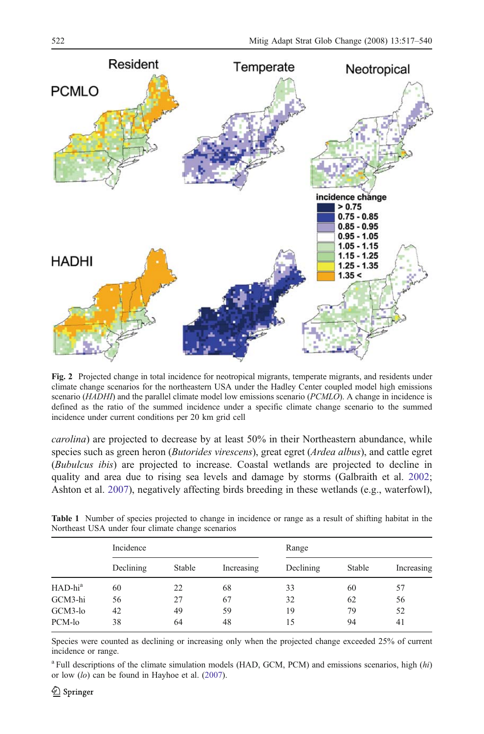**Fig. 2** Projected change in total incidence for neotropical migrants, temperate migrants, and residents under climate change scenarios for the northeastern USA under the Hadley Center coupled model high emissions scenario (*HADHI*) and the parallel climate model low emissions scenario (*PCMLO*). A change in incidence is defined as the ratio of the summed incidence under a specific climate change scenario to the summed incidence under current conditions per 20 km grid cell

*carolina*) are projected to decrease by at least 50% in their Northeastern abundance, while species such as green heron (*Butorides virescens*), great egret (*Ardea albus*), and cattle egret (*Bubulcus ibis*) are projected to increase. Coastal wetlands are projected to decline in quality and area due to rising sea levels and damage by storms (Galbraith et al. 2002; Ashton et al. 2007), negatively affecting birds breeding in these wetlands (e.g., waterfowl),

**Table 1** Number of species projected to change in incidence or range as a result of shifting habitat in the Northeast USA under four climate change scenarios

| | Incidence | | | Range | | |
|---|---|---|---|---|---|---|
| | Declining | Stable | Increasing | Declining | Stable | Increasing |
| HAD-hi[a] | 60 | 22 | 68 | 33 | 60 | 57 |
| GCM3-hi | 56 | 27 | 67 | 32 | 62 | 56 |
| GCM3-lo | 42 | 49 | 59 | 19 | 79 | 52 |
| PCM-lo | 38 | 64 | 48 | 15 | 94 | 41 |

Species were counted as declining or increasing only when the projected change exceeded 25% of current incidence or range.

[a] Full descriptions of the climate simulation models (HAD, GCM, PCM) and emissions scenarios, high (*hi*) or low (*lo*) can be found in Hayhoe et al. (2007).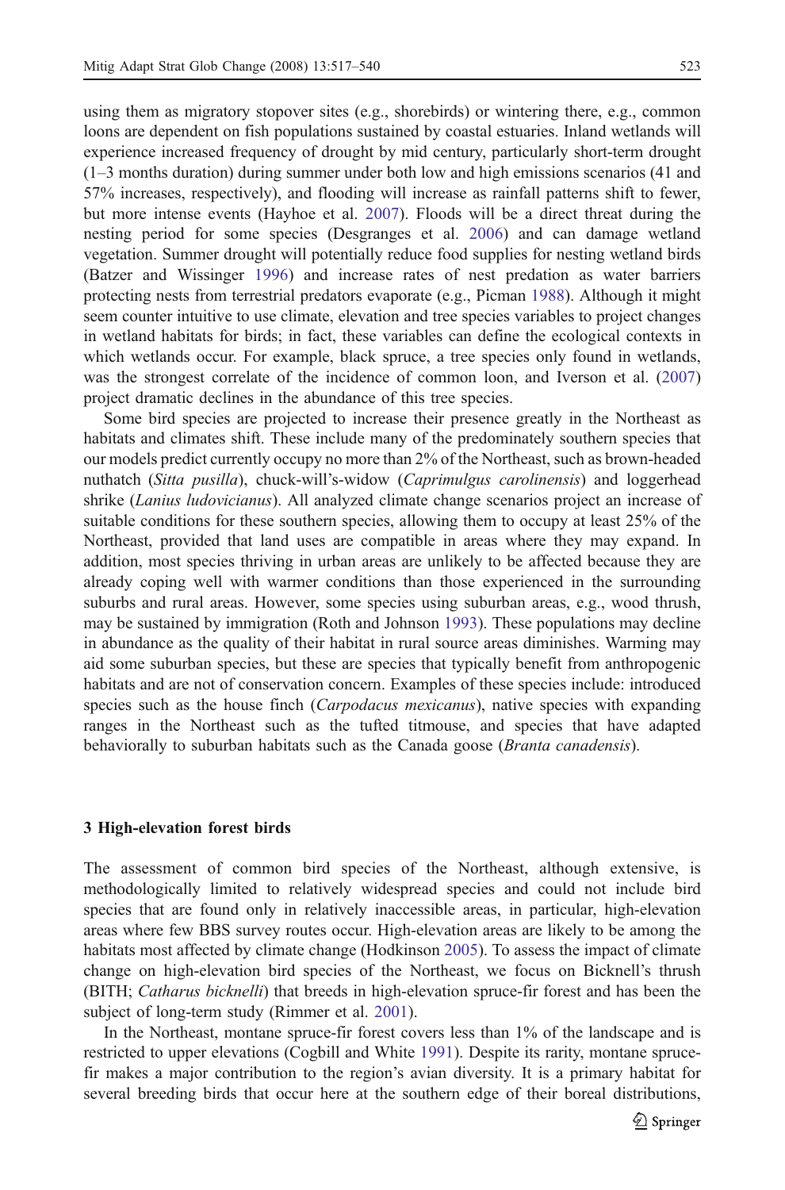using them as migratory stopover sites (e.g., shorebirds) or wintering there, e.g., common loons are dependent on fish populations sustained by coastal estuaries. Inland wetlands will experience increased frequency of drought by mid century, particularly short-term drought (1–3 months duration) during summer under both low and high emissions scenarios (41 and 57% increases, respectively), and flooding will increase as rainfall patterns shift to fewer, but more intense events (Hayhoe et al. 2007). Floods will be a direct threat during the nesting period for some species (Desgranges et al. 2006) and can damage wetland vegetation. Summer drought will potentially reduce food supplies for nesting wetland birds (Batzer and Wissinger 1996) and increase rates of nest predation as water barriers protecting nests from terrestrial predators evaporate (e.g., Picman 1988). Although it might seem counter intuitive to use climate, elevation and tree species variables to project changes in wetland habitats for birds; in fact, these variables can define the ecological contexts in which wetlands occur. For example, black spruce, a tree species only found in wetlands, was the strongest correlate of the incidence of common loon, and Iverson et al. (2007) project dramatic declines in the abundance of this tree species.

Some bird species are projected to increase their presence greatly in the Northeast as habitats and climates shift. These include many of the predominately southern species that our models predict currently occupy no more than 2% of the Northeast, such as brown-headed nuthatch (*Sitta pusilla*), chuck-will's-widow (*Caprimulgus carolinensis*) and loggerhead shrike (*Lanius ludovicianus*). All analyzed climate change scenarios project an increase of suitable conditions for these southern species, allowing them to occupy at least 25% of the Northeast, provided that land uses are compatible in areas where they may expand. In addition, most species thriving in urban areas are unlikely to be affected because they are already coping well with warmer conditions than those experienced in the surrounding suburbs and rural areas. However, some species using suburban areas, e.g., wood thrush, may be sustained by immigration (Roth and Johnson 1993). These populations may decline in abundance as the quality of their habitat in rural source areas diminishes. Warming may aid some suburban species, but these are species that typically benefit from anthropogenic habitats and are not of conservation concern. Examples of these species include: introduced species such as the house finch (*Carpodacus mexicanus*), native species with expanding ranges in the Northeast such as the tufted titmouse, and species that have adapted behaviorally to suburban habitats such as the Canada goose (*Branta canadensis*).

## 3 High-elevation forest birds

The assessment of common bird species of the Northeast, although extensive, is methodologically limited to relatively widespread species and could not include bird species that are found only in relatively inaccessible areas, in particular, high-elevation areas where few BBS survey routes occur. High-elevation areas are likely to be among the habitats most affected by climate change (Hodkinson 2005). To assess the impact of climate change on high-elevation bird species of the Northeast, we focus on Bicknell's thrush (BITH; *Catharus bicknelli*) that breeds in high-elevation spruce-fir forest and has been the subject of long-term study (Rimmer et al. 2001).

In the Northeast, montane spruce-fir forest covers less than 1% of the landscape and is restricted to upper elevations (Cogbill and White 1991). Despite its rarity, montane spruce-fir makes a major contribution to the region's avian diversity. It is a primary habitat for several breeding birds that occur here at the southern edge of their boreal distributions,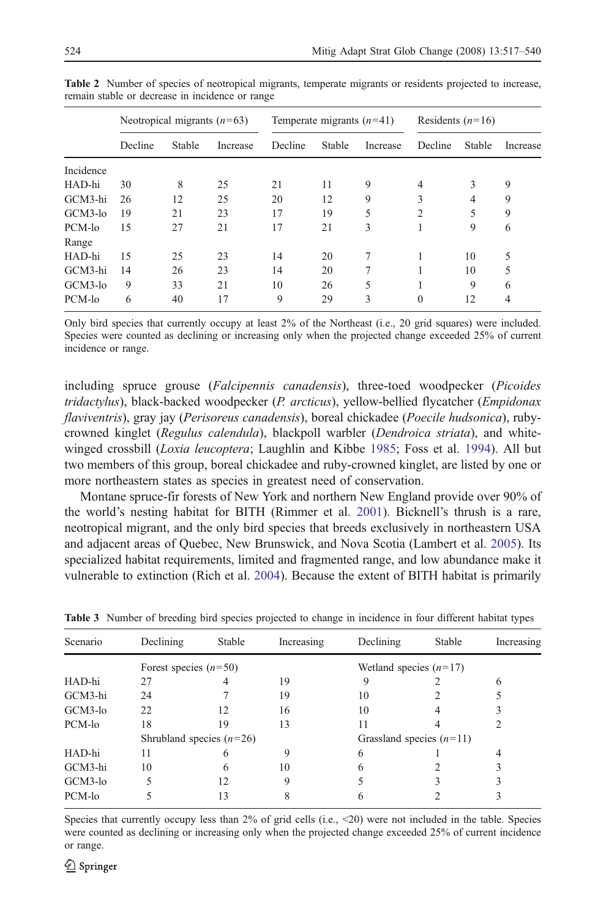**Table 2** Number of species of neotropical migrants, temperate migrants or residents projected to increase, remain stable or decrease in incidence or range

| | Neotropical migrants (*n*=63) | | | Temperate migrants (*n*=41) | | | Residents (*n*=16) | | |
|---|---|---|---|---|---|---|---|---|---|
| | Decline | Stable | Increase | Decline | Stable | Increase | Decline | Stable | Increase |
| Incidence | | | | | | | | | |
| HAD-hi | 30 | 8 | 25 | 21 | 11 | 9 | 4 | 3 | 9 |
| GCM3-hi | 26 | 12 | 25 | 20 | 12 | 9 | 3 | 4 | 9 |
| GCM3-lo | 19 | 21 | 23 | 17 | 19 | 5 | 2 | 5 | 9 |
| PCM-lo | 15 | 27 | 21 | 17 | 21 | 3 | 1 | 9 | 6 |
| Range | | | | | | | | | |
| HAD-hi | 15 | 25 | 23 | 14 | 20 | 7 | 1 | 10 | 5 |
| GCM3-hi | 14 | 26 | 23 | 14 | 20 | 7 | 1 | 10 | 5 |
| GCM3-lo | 9 | 33 | 21 | 10 | 26 | 5 | 1 | 9 | 6 |
| PCM-lo | 6 | 40 | 17 | 9 | 29 | 3 | 0 | 12 | 4 |

Only bird species that currently occupy at least 2% of the Northeast (i.e., 20 grid squares) were included. Species were counted as declining or increasing only when the projected change exceeded 25% of current incidence or range.

including spruce grouse (*Falcipennis canadensis*), three-toed woodpecker (*Picoides tridactylus*), black-backed woodpecker (*P. arcticus*), yellow-bellied flycatcher (*Empidonax flaviventris*), gray jay (*Perisoreus canadensis*), boreal chickadee (*Poecile hudsonica*), ruby-crowned kinglet (*Regulus calendula*), blackpoll warbler (*Dendroica striata*), and white-winged crossbill (*Loxia leucoptera*; Laughlin and Kibbe 1985; Foss et al. 1994). All but two members of this group, boreal chickadee and ruby-crowned kinglet, are listed by one or more northeastern states as species in greatest need of conservation.

Montane spruce-fir forests of New York and northern New England provide over 90% of the world's nesting habitat for BITH (Rimmer et al. 2001). Bicknell's thrush is a rare, neotropical migrant, and the only bird species that breeds exclusively in northeastern USA and adjacent areas of Quebec, New Brunswick, and Nova Scotia (Lambert et al. 2005). Its specialized habitat requirements, limited and fragmented range, and low abundance make it vulnerable to extinction (Rich et al. 2004). Because the extent of BITH habitat is primarily

**Table 3** Number of breeding bird species projected to change in incidence in four different habitat types

| Scenario | Declining | Stable | Increasing | Declining | Stable | Increasing |
|---|---|---|---|---|---|---|
| | Forest species (*n*=50) | | | Wetland species (*n*=17) | | |
| HAD-hi | 27 | 4 | 19 | 9 | 2 | 6 |
| GCM3-hi | 24 | 7 | 19 | 10 | 2 | 5 |
| GCM3-lo | 22 | 12 | 16 | 10 | 4 | 3 |
| PCM-lo | 18 | 19 | 13 | 11 | 4 | 2 |
| | Shrubland species (*n*=26) | | | Grassland species (*n*=11) | | |
| HAD-hi | 11 | 6 | 9 | 6 | 1 | 4 |
| GCM3-hi | 10 | 6 | 10 | 6 | 2 | 3 |
| GCM3-lo | 5 | 12 | 9 | 5 | 3 | 3 |
| PCM-lo | 5 | 13 | 8 | 6 | 2 | 3 |

Species that currently occupy less than 2% of grid cells (i.e., <20) were not included in the table. Species were counted as declining or increasing only when the projected change exceeded 25% of current incidence or range.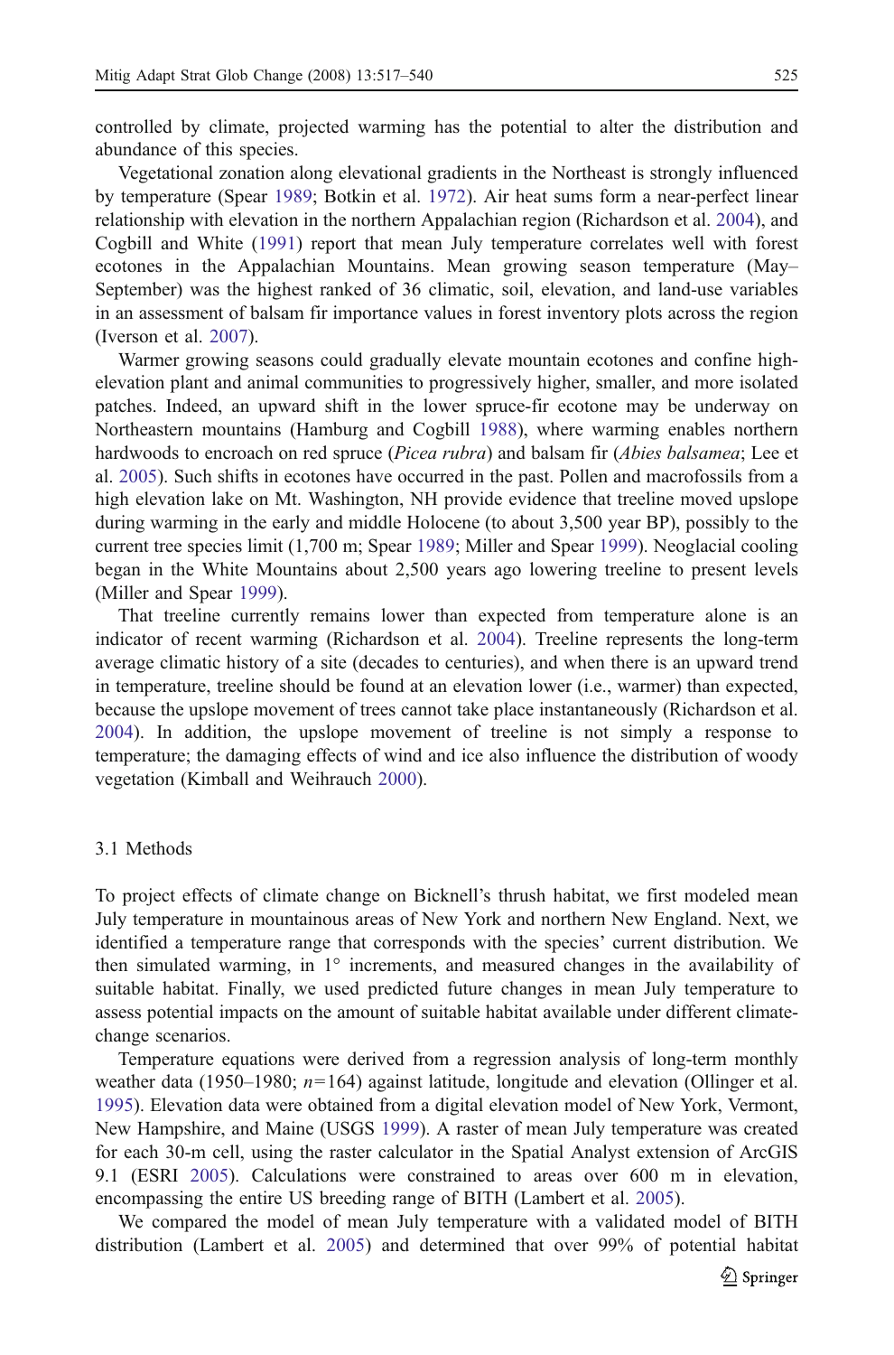controlled by climate, projected warming has the potential to alter the distribution and abundance of this species.

Vegetational zonation along elevational gradients in the Northeast is strongly influenced by temperature (Spear 1989; Botkin et al. 1972). Air heat sums form a near-perfect linear relationship with elevation in the northern Appalachian region (Richardson et al. 2004), and Cogbill and White (1991) report that mean July temperature correlates well with forest ecotones in the Appalachian Mountains. Mean growing season temperature (May–September) was the highest ranked of 36 climatic, soil, elevation, and land-use variables in an assessment of balsam fir importance values in forest inventory plots across the region (Iverson et al. 2007).

Warmer growing seasons could gradually elevate mountain ecotones and confine high-elevation plant and animal communities to progressively higher, smaller, and more isolated patches. Indeed, an upward shift in the lower spruce-fir ecotone may be underway on Northeastern mountains (Hamburg and Cogbill 1988), where warming enables northern hardwoods to encroach on red spruce (*Picea rubra*) and balsam fir (*Abies balsamea*; Lee et al. 2005). Such shifts in ecotones have occurred in the past. Pollen and macrofossils from a high elevation lake on Mt. Washington, NH provide evidence that treeline moved upslope during warming in the early and middle Holocene (to about 3,500 year BP), possibly to the current tree species limit (1,700 m; Spear 1989; Miller and Spear 1999). Neoglacial cooling began in the White Mountains about 2,500 years ago lowering treeline to present levels (Miller and Spear 1999).

That treeline currently remains lower than expected from temperature alone is an indicator of recent warming (Richardson et al. 2004). Treeline represents the long-term average climatic history of a site (decades to centuries), and when there is an upward trend in temperature, treeline should be found at an elevation lower (i.e., warmer) than expected, because the upslope movement of trees cannot take place instantaneously (Richardson et al. 2004). In addition, the upslope movement of treeline is not simply a response to temperature; the damaging effects of wind and ice also influence the distribution of woody vegetation (Kimball and Weihrauch 2000).

### 3.1 Methods

To project effects of climate change on Bicknell's thrush habitat, we first modeled mean July temperature in mountainous areas of New York and northern New England. Next, we identified a temperature range that corresponds with the species' current distribution. We then simulated warming, in 1° increments, and measured changes in the availability of suitable habitat. Finally, we used predicted future changes in mean July temperature to assess potential impacts on the amount of suitable habitat available under different climate-change scenarios.

Temperature equations were derived from a regression analysis of long-term monthly weather data (1950–1980; $n=164$) against latitude, longitude and elevation (Ollinger et al. 1995). Elevation data were obtained from a digital elevation model of New York, Vermont, New Hampshire, and Maine (USGS 1999). A raster of mean July temperature was created for each 30-m cell, using the raster calculator in the Spatial Analyst extension of ArcGIS 9.1 (ESRI 2005). Calculations were constrained to areas over 600 m in elevation, encompassing the entire US breeding range of BITH (Lambert et al. 2005).

We compared the model of mean July temperature with a validated model of BITH distribution (Lambert et al. 2005) and determined that over 99% of potential habitat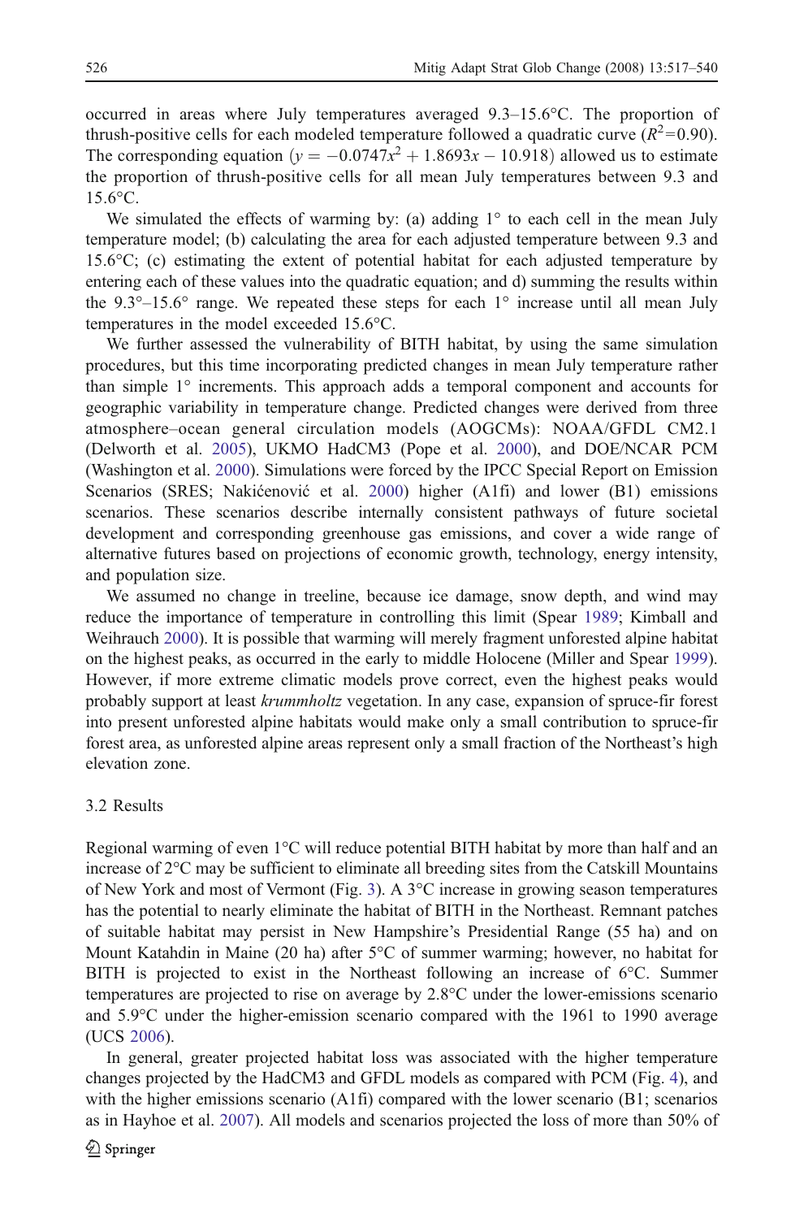occurred in areas where July temperatures averaged 9.3–15.6°C. The proportion of thrush-positive cells for each modeled temperature followed a quadratic curve ($R^2$=0.90). The corresponding equation ($y = -0.0747x^2 + 1.8693x - 10.918$) allowed us to estimate the proportion of thrush-positive cells for all mean July temperatures between 9.3 and 15.6°C.

We simulated the effects of warming by: (a) adding 1° to each cell in the mean July temperature model; (b) calculating the area for each adjusted temperature between 9.3 and 15.6°C; (c) estimating the extent of potential habitat for each adjusted temperature by entering each of these values into the quadratic equation; and d) summing the results within the 9.3°–15.6° range. We repeated these steps for each 1° increase until all mean July temperatures in the model exceeded 15.6°C.

We further assessed the vulnerability of BITH habitat, by using the same simulation procedures, but this time incorporating predicted changes in mean July temperature rather than simple 1° increments. This approach adds a temporal component and accounts for geographic variability in temperature change. Predicted changes were derived from three atmosphere–ocean general circulation models (AOGCMs): NOAA/GFDL CM2.1 (Delworth et al. 2005), UKMO HadCM3 (Pope et al. 2000), and DOE/NCAR PCM (Washington et al. 2000). Simulations were forced by the IPCC Special Report on Emission Scenarios (SRES; Nakićenović et al. 2000) higher (A1fi) and lower (B1) emissions scenarios. These scenarios describe internally consistent pathways of future societal development and corresponding greenhouse gas emissions, and cover a wide range of alternative futures based on projections of economic growth, technology, energy intensity, and population size.

We assumed no change in treeline, because ice damage, snow depth, and wind may reduce the importance of temperature in controlling this limit (Spear 1989; Kimball and Weihrauch 2000). It is possible that warming will merely fragment unforested alpine habitat on the highest peaks, as occurred in the early to middle Holocene (Miller and Spear 1999). However, if more extreme climatic models prove correct, even the highest peaks would probably support at least *krummholtz* vegetation. In any case, expansion of spruce-fir forest into present unforested alpine habitats would make only a small contribution to spruce-fir forest area, as unforested alpine areas represent only a small fraction of the Northeast's high elevation zone.

### 3.2 Results

Regional warming of even 1°C will reduce potential BITH habitat by more than half and an increase of 2°C may be sufficient to eliminate all breeding sites from the Catskill Mountains of New York and most of Vermont (Fig. 3). A 3°C increase in growing season temperatures has the potential to nearly eliminate the habitat of BITH in the Northeast. Remnant patches of suitable habitat may persist in New Hampshire's Presidential Range (55 ha) and on Mount Katahdin in Maine (20 ha) after 5°C of summer warming; however, no habitat for BITH is projected to exist in the Northeast following an increase of 6°C. Summer temperatures are projected to rise on average by 2.8°C under the lower-emissions scenario and 5.9°C under the higher-emission scenario compared with the 1961 to 1990 average (UCS 2006).

In general, greater projected habitat loss was associated with the higher temperature changes projected by the HadCM3 and GFDL models as compared with PCM (Fig. 4), and with the higher emissions scenario (A1fi) compared with the lower scenario (B1; scenarios as in Hayhoe et al. 2007). All models and scenarios projected the loss of more than 50% of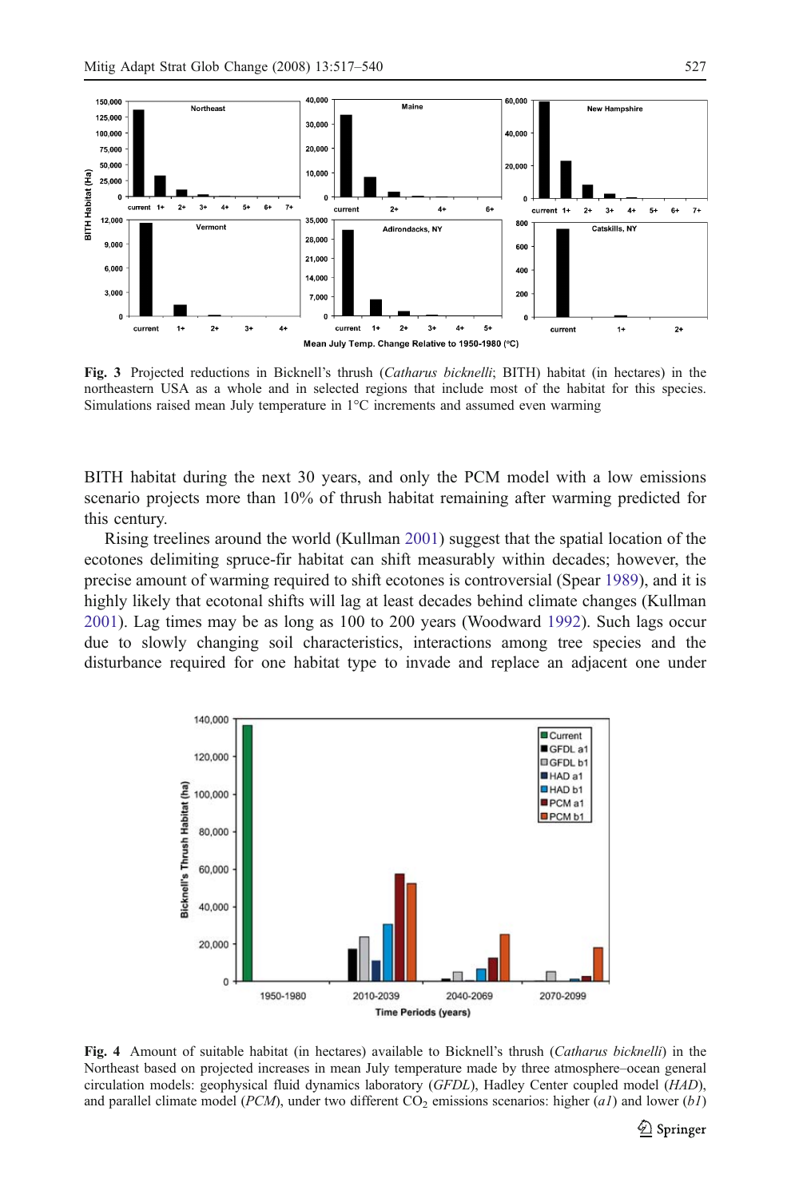**Fig. 3** Projected reductions in Bicknell's thrush (*Catharus bicknelli*; BITH) habitat (in hectares) in the northeastern USA as a whole and in selected regions that include most of the habitat for this species. Simulations raised mean July temperature in 1°C increments and assumed even warming

BITH habitat during the next 30 years, and only the PCM model with a low emissions scenario projects more than 10% of thrush habitat remaining after warming predicted for this century.

Rising treelines around the world (Kullman 2001) suggest that the spatial location of the ecotones delimiting spruce-fir habitat can shift measurably within decades; however, the precise amount of warming required to shift ecotones is controversial (Spear 1989), and it is highly likely that ecotonal shifts will lag at least decades behind climate changes (Kullman 2001). Lag times may be as long as 100 to 200 years (Woodward 1992). Such lags occur due to slowly changing soil characteristics, interactions among tree species and the disturbance required for one habitat type to invade and replace an adjacent one under

**Fig. 4** Amount of suitable habitat (in hectares) available to Bicknell's thrush (*Catharus bicknelli*) in the Northeast based on projected increases in mean July temperature made by three atmosphere–ocean general circulation models: geophysical fluid dynamics laboratory (*GFDL*), Hadley Center coupled model (*HAD*), and parallel climate model (*PCM*), under two different $CO_2$ emissions scenarios: higher (*a1*) and lower (*b1*)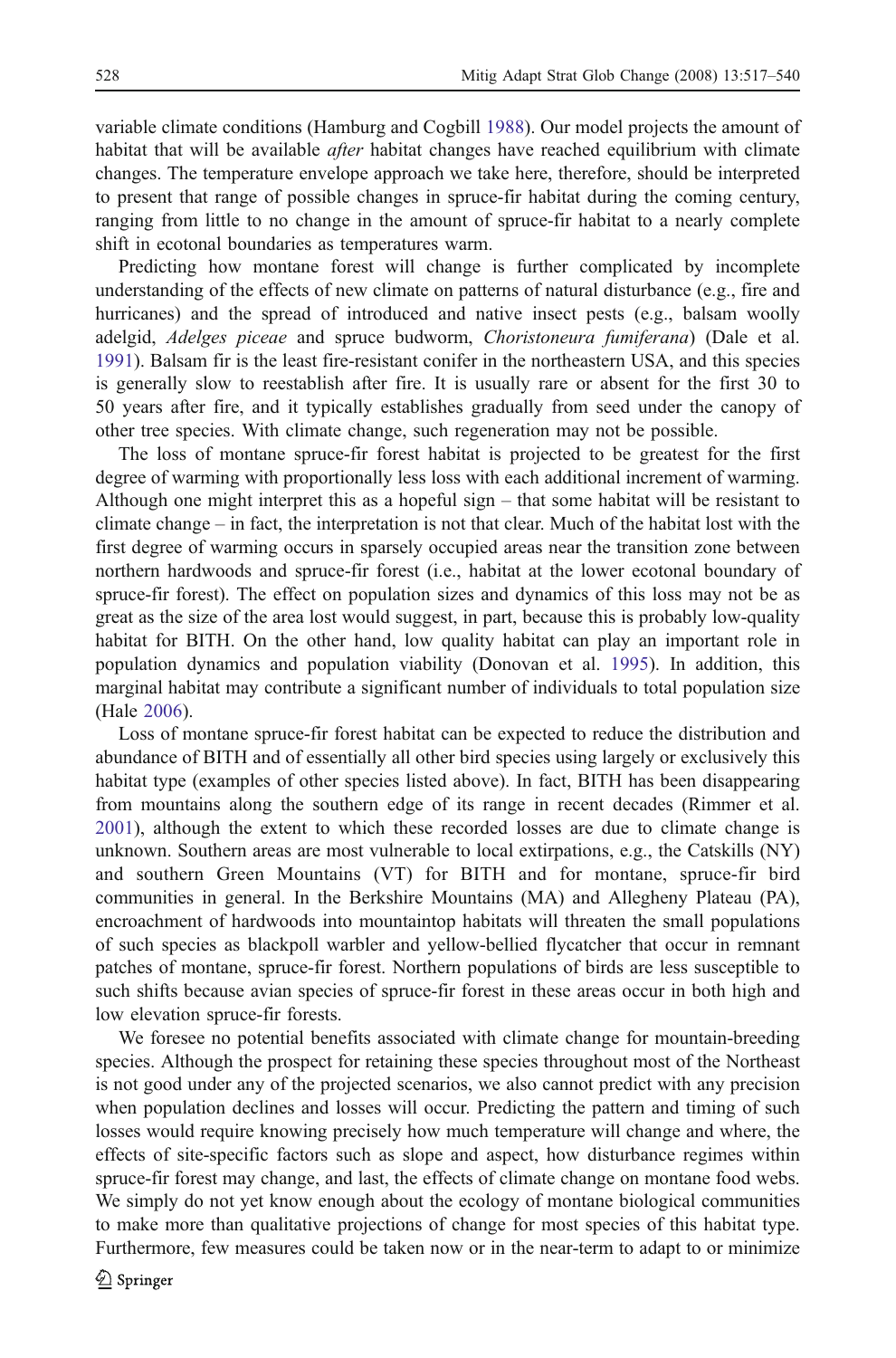variable climate conditions (Hamburg and Cogbill 1988). Our model projects the amount of habitat that will be available *after* habitat changes have reached equilibrium with climate changes. The temperature envelope approach we take here, therefore, should be interpreted to present that range of possible changes in spruce-fir habitat during the coming century, ranging from little to no change in the amount of spruce-fir habitat to a nearly complete shift in ecotonal boundaries as temperatures warm.

Predicting how montane forest will change is further complicated by incomplete understanding of the effects of new climate on patterns of natural disturbance (e.g., fire and hurricanes) and the spread of introduced and native insect pests (e.g., balsam woolly adelgid, *Adelges piceae* and spruce budworm, *Choristoneura fumiferana*) (Dale et al. 1991). Balsam fir is the least fire-resistant conifer in the northeastern USA, and this species is generally slow to reestablish after fire. It is usually rare or absent for the first 30 to 50 years after fire, and it typically establishes gradually from seed under the canopy of other tree species. With climate change, such regeneration may not be possible.

The loss of montane spruce-fir forest habitat is projected to be greatest for the first degree of warming with proportionally less loss with each additional increment of warming. Although one might interpret this as a hopeful sign – that some habitat will be resistant to climate change – in fact, the interpretation is not that clear. Much of the habitat lost with the first degree of warming occurs in sparsely occupied areas near the transition zone between northern hardwoods and spruce-fir forest (i.e., habitat at the lower ecotonal boundary of spruce-fir forest). The effect on population sizes and dynamics of this loss may not be as great as the size of the area lost would suggest, in part, because this is probably low-quality habitat for BITH. On the other hand, low quality habitat can play an important role in population dynamics and population viability (Donovan et al. 1995). In addition, this marginal habitat may contribute a significant number of individuals to total population size (Hale 2006).

Loss of montane spruce-fir forest habitat can be expected to reduce the distribution and abundance of BITH and of essentially all other bird species using largely or exclusively this habitat type (examples of other species listed above). In fact, BITH has been disappearing from mountains along the southern edge of its range in recent decades (Rimmer et al. 2001), although the extent to which these recorded losses are due to climate change is unknown. Southern areas are most vulnerable to local extirpations, e.g., the Catskills (NY) and southern Green Mountains (VT) for BITH and for montane, spruce-fir bird communities in general. In the Berkshire Mountains (MA) and Allegheny Plateau (PA), encroachment of hardwoods into mountaintop habitats will threaten the small populations of such species as blackpoll warbler and yellow-bellied flycatcher that occur in remnant patches of montane, spruce-fir forest. Northern populations of birds are less susceptible to such shifts because avian species of spruce-fir forest in these areas occur in both high and low elevation spruce-fir forests.

We foresee no potential benefits associated with climate change for mountain-breeding species. Although the prospect for retaining these species throughout most of the Northeast is not good under any of the projected scenarios, we also cannot predict with any precision when population declines and losses will occur. Predicting the pattern and timing of such losses would require knowing precisely how much temperature will change and where, the effects of site-specific factors such as slope and aspect, how disturbance regimes within spruce-fir forest may change, and last, the effects of climate change on montane food webs. We simply do not yet know enough about the ecology of montane biological communities to make more than qualitative projections of change for most species of this habitat type. Furthermore, few measures could be taken now or in the near-term to adapt to or minimize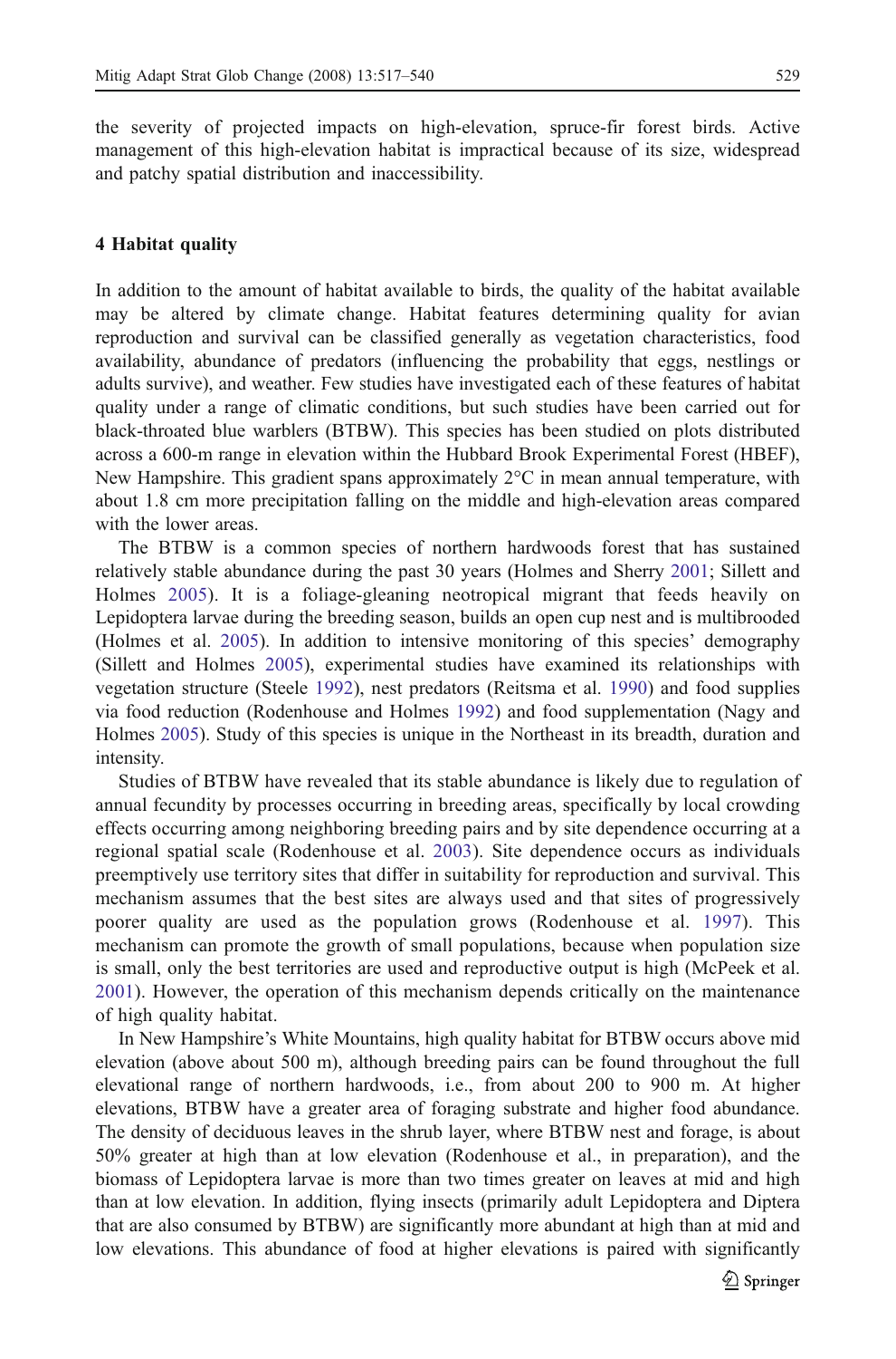the severity of projected impacts on high-elevation, spruce-fir forest birds. Active management of this high-elevation habitat is impractical because of its size, widespread and patchy spatial distribution and inaccessibility.

## 4 Habitat quality

In addition to the amount of habitat available to birds, the quality of the habitat available may be altered by climate change. Habitat features determining quality for avian reproduction and survival can be classified generally as vegetation characteristics, food availability, abundance of predators (influencing the probability that eggs, nestlings or adults survive), and weather. Few studies have investigated each of these features of habitat quality under a range of climatic conditions, but such studies have been carried out for black-throated blue warblers (BTBW). This species has been studied on plots distributed across a 600-m range in elevation within the Hubbard Brook Experimental Forest (HBEF), New Hampshire. This gradient spans approximately 2°C in mean annual temperature, with about 1.8 cm more precipitation falling on the middle and high-elevation areas compared with the lower areas.

The BTBW is a common species of northern hardwoods forest that has sustained relatively stable abundance during the past 30 years (Holmes and Sherry 2001; Sillett and Holmes 2005). It is a foliage-gleaning neotropical migrant that feeds heavily on Lepidoptera larvae during the breeding season, builds an open cup nest and is multibrooded (Holmes et al. 2005). In addition to intensive monitoring of this species' demography (Sillett and Holmes 2005), experimental studies have examined its relationships with vegetation structure (Steele 1992), nest predators (Reitsma et al. 1990) and food supplies via food reduction (Rodenhouse and Holmes 1992) and food supplementation (Nagy and Holmes 2005). Study of this species is unique in the Northeast in its breadth, duration and intensity.

Studies of BTBW have revealed that its stable abundance is likely due to regulation of annual fecundity by processes occurring in breeding areas, specifically by local crowding effects occurring among neighboring breeding pairs and by site dependence occurring at a regional spatial scale (Rodenhouse et al. 2003). Site dependence occurs as individuals preemptively use territory sites that differ in suitability for reproduction and survival. This mechanism assumes that the best sites are always used and that sites of progressively poorer quality are used as the population grows (Rodenhouse et al. 1997). This mechanism can promote the growth of small populations, because when population size is small, only the best territories are used and reproductive output is high (McPeek et al. 2001). However, the operation of this mechanism depends critically on the maintenance of high quality habitat.

In New Hampshire's White Mountains, high quality habitat for BTBW occurs above mid elevation (above about 500 m), although breeding pairs can be found throughout the full elevational range of northern hardwoods, i.e., from about 200 to 900 m. At higher elevations, BTBW have a greater area of foraging substrate and higher food abundance. The density of deciduous leaves in the shrub layer, where BTBW nest and forage, is about 50% greater at high than at low elevation (Rodenhouse et al., in preparation), and the biomass of Lepidoptera larvae is more than two times greater on leaves at mid and high than at low elevation. In addition, flying insects (primarily adult Lepidoptera and Diptera that are also consumed by BTBW) are significantly more abundant at high than at mid and low elevations. This abundance of food at higher elevations is paired with significantly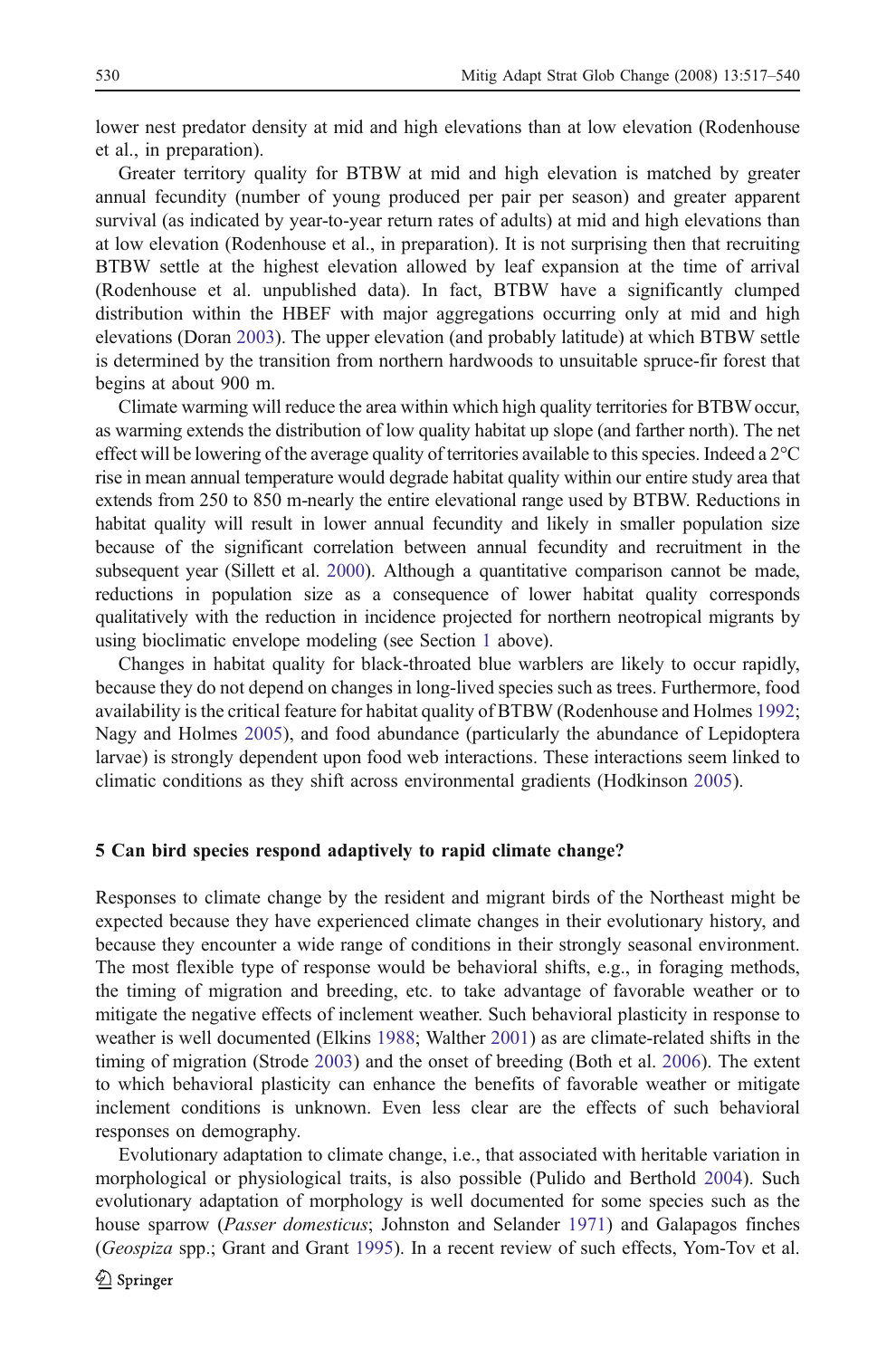lower nest predator density at mid and high elevations than at low elevation (Rodenhouse et al., in preparation).

Greater territory quality for BTBW at mid and high elevation is matched by greater annual fecundity (number of young produced per pair per season) and greater apparent survival (as indicated by year-to-year return rates of adults) at mid and high elevations than at low elevation (Rodenhouse et al., in preparation). It is not surprising then that recruiting BTBW settle at the highest elevation allowed by leaf expansion at the time of arrival (Rodenhouse et al. unpublished data). In fact, BTBW have a significantly clumped distribution within the HBEF with major aggregations occurring only at mid and high elevations (Doran 2003). The upper elevation (and probably latitude) at which BTBW settle is determined by the transition from northern hardwoods to unsuitable spruce-fir forest that begins at about 900 m.

Climate warming will reduce the area within which high quality territories for BTBW occur, as warming extends the distribution of low quality habitat up slope (and farther north). The net effect will be lowering of the average quality of territories available to this species. Indeed a 2°C rise in mean annual temperature would degrade habitat quality within our entire study area that extends from 250 to 850 m-nearly the entire elevational range used by BTBW. Reductions in habitat quality will result in lower annual fecundity and likely in smaller population size because of the significant correlation between annual fecundity and recruitment in the subsequent year (Sillett et al. 2000). Although a quantitative comparison cannot be made, reductions in population size as a consequence of lower habitat quality corresponds qualitatively with the reduction in incidence projected for northern neotropical migrants by using bioclimatic envelope modeling (see Section 1 above).

Changes in habitat quality for black-throated blue warblers are likely to occur rapidly, because they do not depend on changes in long-lived species such as trees. Furthermore, food availability is the critical feature for habitat quality of BTBW (Rodenhouse and Holmes 1992; Nagy and Holmes 2005), and food abundance (particularly the abundance of Lepidoptera larvae) is strongly dependent upon food web interactions. These interactions seem linked to climatic conditions as they shift across environmental gradients (Hodkinson 2005).

## 5 Can bird species respond adaptively to rapid climate change?

Responses to climate change by the resident and migrant birds of the Northeast might be expected because they have experienced climate changes in their evolutionary history, and because they encounter a wide range of conditions in their strongly seasonal environment. The most flexible type of response would be behavioral shifts, e.g., in foraging methods, the timing of migration and breeding, etc. to take advantage of favorable weather or to mitigate the negative effects of inclement weather. Such behavioral plasticity in response to weather is well documented (Elkins 1988; Walther 2001) as are climate-related shifts in the timing of migration (Strode 2003) and the onset of breeding (Both et al. 2006). The extent to which behavioral plasticity can enhance the benefits of favorable weather or mitigate inclement conditions is unknown. Even less clear are the effects of such behavioral responses on demography.

Evolutionary adaptation to climate change, i.e., that associated with heritable variation in morphological or physiological traits, is also possible (Pulido and Berthold 2004). Such evolutionary adaptation of morphology is well documented for some species such as the house sparrow (*Passer domesticus*; Johnston and Selander 1971) and Galapagos finches (*Geospiza* spp.; Grant and Grant 1995). In a recent review of such effects, Yom-Tov et al.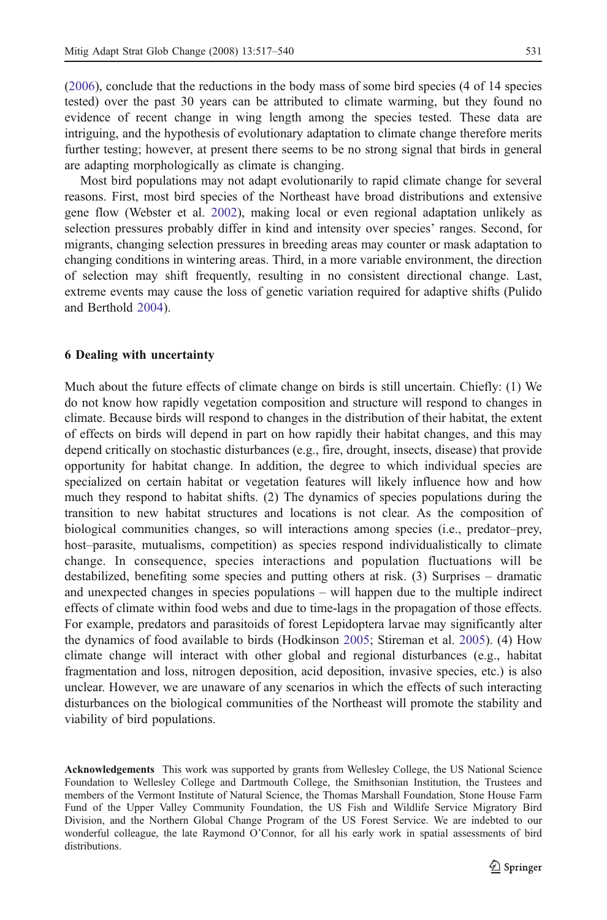(2006), conclude that the reductions in the body mass of some bird species (4 of 14 species tested) over the past 30 years can be attributed to climate warming, but they found no evidence of recent change in wing length among the species tested. These data are intriguing, and the hypothesis of evolutionary adaptation to climate change therefore merits further testing; however, at present there seems to be no strong signal that birds in general are adapting morphologically as climate is changing.

Most bird populations may not adapt evolutionarily to rapid climate change for several reasons. First, most bird species of the Northeast have broad distributions and extensive gene flow (Webster et al. 2002), making local or even regional adaptation unlikely as selection pressures probably differ in kind and intensity over species' ranges. Second, for migrants, changing selection pressures in breeding areas may counter or mask adaptation to changing conditions in wintering areas. Third, in a more variable environment, the direction of selection may shift frequently, resulting in no consistent directional change. Last, extreme events may cause the loss of genetic variation required for adaptive shifts (Pulido and Berthold 2004).

## 6 Dealing with uncertainty

Much about the future effects of climate change on birds is still uncertain. Chiefly: (1) We do not know how rapidly vegetation composition and structure will respond to changes in climate. Because birds will respond to changes in the distribution of their habitat, the extent of effects on birds will depend in part on how rapidly their habitat changes, and this may depend critically on stochastic disturbances (e.g., fire, drought, insects, disease) that provide opportunity for habitat change. In addition, the degree to which individual species are specialized on certain habitat or vegetation features will likely influence how and how much they respond to habitat shifts. (2) The dynamics of species populations during the transition to new habitat structures and locations is not clear. As the composition of biological communities changes, so will interactions among species (i.e., predator–prey, host–parasite, mutualisms, competition) as species respond individualistically to climate change. In consequence, species interactions and population fluctuations will be destabilized, benefiting some species and putting others at risk. (3) Surprises – dramatic and unexpected changes in species populations – will happen due to the multiple indirect effects of climate within food webs and due to time-lags in the propagation of those effects. For example, predators and parasitoids of forest Lepidoptera larvae may significantly alter the dynamics of food available to birds (Hodkinson 2005; Stireman et al. 2005). (4) How climate change will interact with other global and regional disturbances (e.g., habitat fragmentation and loss, nitrogen deposition, acid deposition, invasive species, etc.) is also unclear. However, we are unaware of any scenarios in which the effects of such interacting disturbances on the biological communities of the Northeast will promote the stability and viability of bird populations.

**Acknowledgements** This work was supported by grants from Wellesley College, the US National Science Foundation to Wellesley College and Dartmouth College, the Smithsonian Institution, the Trustees and members of the Vermont Institute of Natural Science, the Thomas Marshall Foundation, Stone House Farm Fund of the Upper Valley Community Foundation, the US Fish and Wildlife Service Migratory Bird Division, and the Northern Global Change Program of the US Forest Service. We are indebted to our wonderful colleague, the late Raymond O'Connor, for all his early work in spatial assessments of bird distributions.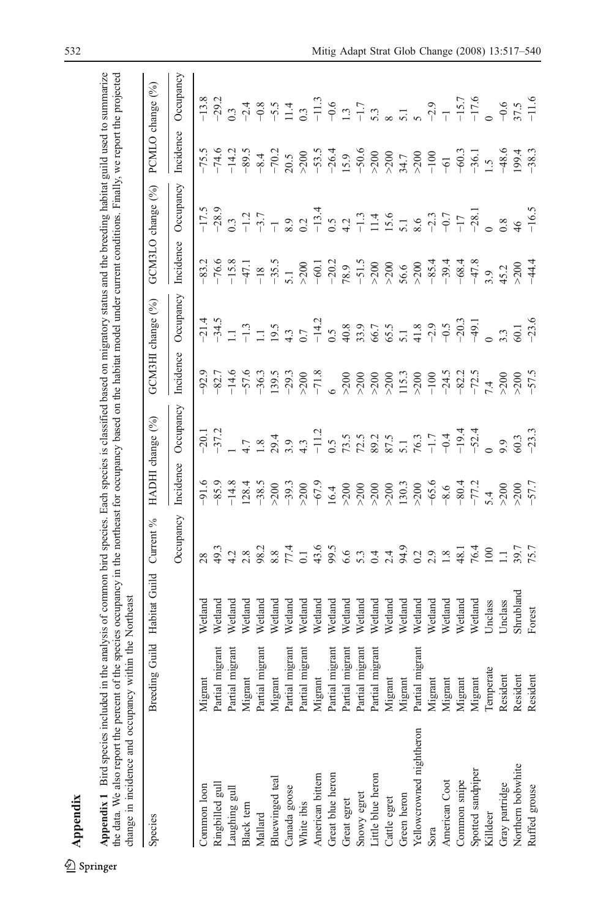# Appendix

**Appendix 1** Bird species included in the analysis of common bird species. Each species is classified based on migratory status and the breeding habitat guild used to summarize the data. We also report the percent of the species occupancy in the northeast for occupancy based on the habitat model under current conditions. Finally, we report the projected change in incidence and occupancy within the Northeast

| Species | Breeding Guild | Habitat Guild | Current % | HADHI change (%) | | GCM3HI change (%) | | GCM3LO change (%) | | PCMLO change (%) | |
|---|---|---|---|---|---|---|---|---|---|---|---|
| | | | Occupancy | Incidence | Occupancy | Incidence | Occupancy | Incidence | Occupancy | Incidence | Occupancy |
| Common loon | Migrant | Wetland | 28 | −91.6 | −20.1 | −92.9 | −21.4 | −83.2 | −17.5 | −75.5 | −13.8 |
| Ringbilled gull | Partial migrant | Wetland | 49.3 | −85.9 | −37.2 | −82.7 | −34.5 | −76.6 | −28.9 | −74.6 | −29.2 |
| Laughing gull | Partial migrant | Wetland | 4.2 | −14.8 | 1 | −14.6 | 1.1 | −15.8 | 0.3 | −14.2 | 0.3 |
| Black tern | Migrant | Wetland | 2.8 | 128.4 | 4.7 | −57.6 | −1.3 | −47.1 | −1.2 | −89.5 | −2.4 |
| Mallard | Partial migrant | Wetland | 98.2 | −38.5 | 1.8 | −36.3 | 1.1 | −18 | −3.7 | −8.4 | −0.8 |
| Bluewinged teal | Migrant | Wetland | 8.8 | >200 | 29.4 | 139.5 | 19.5 | −35.5 | −1 | −70.2 | −5.5 |
| Canada goose | Partial migrant | Wetland | 77.4 | −39.3 | 3.9 | −29.3 | 4.3 | 5.1 | 8.9 | 20.5 | 11.4 |
| White ibis | Partial migrant | Wetland | 0.1 | >200 | 4.3 | >200 | 0.7 | >200 | 0.2 | >200 | 0.3 |
| American bittern | Migrant | Wetland | 43.6 | −67.9 | −11.2 | −71.8 | −14.2 | −60.1 | −13.4 | −53.5 | −11.3 |
| Great blue heron | Partial migrant | Wetland | 99.5 | 16.4 | 0.5 | 6 | 0.5 | −20.2 | 0.5 | −26.4 | −0.6 |
| Great egret | Partial migrant | Wetland | 6.6 | >200 | 73.5 | >200 | 40.8 | 78.9 | 4.2 | 15.9 | 1.3 |
| Snowy egret | Partial migrant | Wetland | 5.3 | >200 | 72.5 | >200 | 33.9 | −51.5 | −1.3 | −50.6 | −1.7 |
| Little blue heron | Partial migrant | Wetland | 0.4 | >200 | 89.2 | >200 | 66.7 | >200 | 11.4 | >200 | 5.3 |
| Cattle egret | Migrant | Wetland | 2.4 | >200 | 87.5 | >200 | 65.5 | >200 | 15.6 | >200 | 8 |
| Green heron | Migrant | Wetland | 94.9 | 130.3 | 5.1 | 115.3 | 5.1 | 56.6 | 5.1 | 34.7 | 5.1 |
| Yellowcrowned nightheron | Partial migrant | Wetland | 0.2 | >200 | 76.3 | >200 | 41.8 | >200 | 8.6 | >200 | 5 |
| Sora | Migrant | Wetland | 2.9 | −65.6 | −1.7 | −100 | −2.9 | −85.4 | −2.3 | −100 | −2.9 |
| American Coot | Migrant | Wetland | 1.8 | −8.6 | −0.4 | −24.5 | −0.5 | −39.4 | −0.7 | −61 | −1 |
| Common snipe | Migrant | Wetland | 48.1 | −80.4 | −19.4 | −82.2 | −20.3 | −68.4 | −17 | −60.3 | −15.7 |
| Spotted sandpiper | Migrant | Wetland | 76.4 | −77.2 | −52.4 | −72.5 | −49.1 | −47.8 | −28.1 | −36.1 | −17.6 |
| Killdeer | Temperate | Unclass | 100 | 5.4 | 0 | 7.4 | 0 | 3.9 | 0 | 1.5 | 0 |
| Gray partridge | Resident | Unclass | 1.1 | >200 | 9.9 | >200 | 3.3 | 45.2 | 0.8 | −48.6 | −0.6 |
| Northern bobwhite | Resident | Shrubland | 39.7 | >200 | 60.3 | >200 | 60.1 | >200 | 46 | 199.4 | 37.5 |
| Ruffed grouse | Resident | Forest | 75.7 | −57.7 | −23.3 | −57.5 | −23.6 | −44.4 | −16.5 | −38.3 | −11.6 |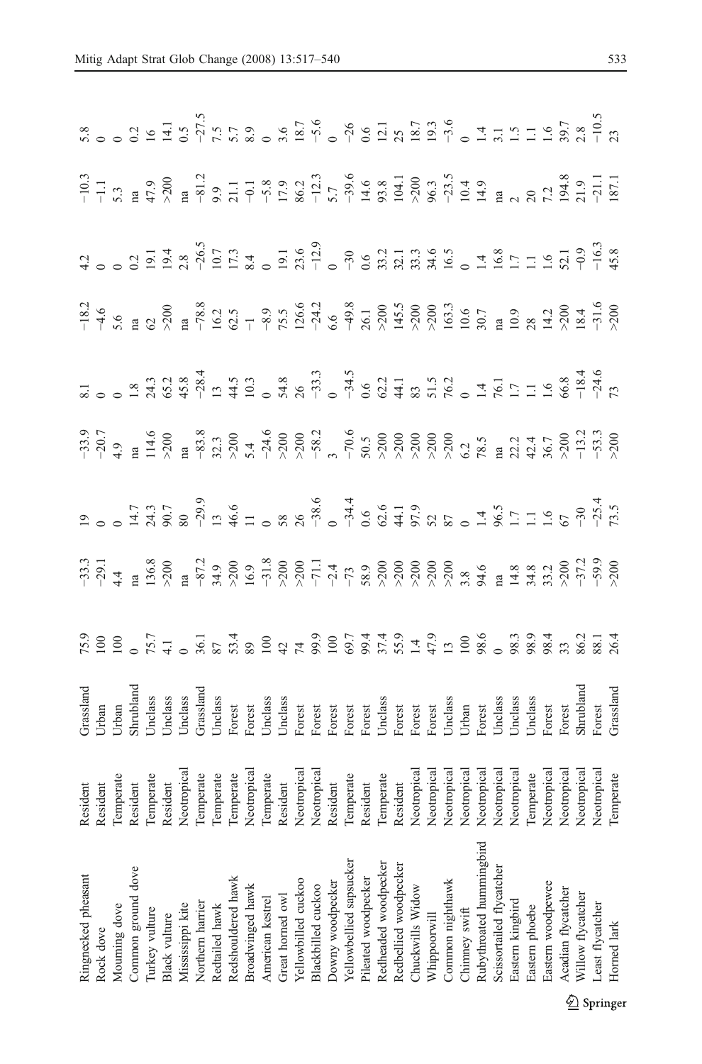| | | | | | | | | | | | |
|---|---|---|---|---|---|---|---|---|---|---|---|
| Ringnecked pheasant | Resident | Grassland | 75.9 | −33.3 | 19 | −33.9 | 8.1 | −18.2 | 4.2 | −10.3 | 5.8 |
| Rock dove | Resident | Urban | 100 | −29.1 | 0 | −20.7 | 0 | −4.6 | 0 | −1.1 | 0 |
| Mourning dove | Temperate | Urban | 100 | 4.4 | 0 | 4.9 | 0 | 5.6 | 0 | 5.3 | 0 |
| Common ground dove | Resident | Shrubland | 0 | na | 14.7 | na | 1.8 | na | 0.2 | na | 0.2 |
| Turkey vulture | Temperate | Unclass | 75.7 | 136.8 | 24.3 | 114.6 | 24.3 | 62 | 19.1 | 47.9 | 16 |
| Black vulture | Resident | Unclass | 4.1 | >200 | 90.7 | >200 | 65.2 | >200 | 19.4 | >200 | 14.1 |
| Mississippi kite | Neotropical | Unclass | 0 | na | 80 | na | 45.8 | na | 2.8 | na | 0.5 |
| Northern harrier | Temperate | Grassland | 36.1 | −87.2 | −29.9 | −83.8 | −28.4 | −78.8 | −26.5 | −81.2 | −27.5 |
| Redtailed hawk | Temperate | Unclass | 87 | 34.9 | 13 | 32.3 | 13 | 16.2 | 10.7 | 9.9 | 7.5 |
| Redshouldered hawk | Temperate | Forest | 53.4 | >200 | 46.6 | >200 | 44.5 | 62.5 | 17.3 | 21.1 | 5.7 |
| Broadwinged hawk | Neotropical | Forest | 89 | 16.9 | 11 | 5.4 | 10.3 | −1 | 8.4 | −0.1 | 8.9 |
| American kestrel | Temperate | Unclass | 100 | −31.8 | 0 | −24.6 | 0 | −8.9 | 0 | −5.8 | 0 |
| Great horned owl | Resident | Unclass | 42 | >200 | 58 | >200 | 54.8 | 75.5 | 19.1 | 17.9 | 3.6 |
| Yellowbilled cuckoo | Neotropical | Forest | 74 | >200 | 26 | >200 | 26 | 126.6 | 23.6 | 86.2 | 18.7 |
| Blackbilled cuckoo | Neotropical | Forest | 99.9 | −71.1 | −38.6 | −58.2 | −33.3 | −24.2 | −12.9 | −12.3 | −5.6 |
| Downy woodpecker | Resident | Forest | 100 | −2.4 | 0 | 3 | 0 | 6.6 | 0 | 5.7 | 0 |
| Yellowbellied sapsucker | Temperate | Forest | 69.7 | −73 | −34.4 | −70.6 | −34.5 | −49.8 | −30 | −39.6 | −26 |
| Pileated woodpecker | Resident | Forest | 99.4 | 58.9 | 0.6 | 50.5 | 0.6 | 26.1 | 0.6 | 14.6 | 0.6 |
| Redheaded woodpecker | Temperate | Unclass | 37.4 | >200 | 62.6 | >200 | 62.2 | >200 | 33.2 | 93.8 | 12.1 |
| Redbellied woodpecker | Resident | Forest | 55.9 | >200 | 44.1 | >200 | 44.1 | 145.5 | 32.1 | 104.1 | 25 |
| Chuckwills Widow | Neotropical | Forest | 1.4 | >200 | 97.9 | >200 | 83 | >200 | 33.3 | >200 | 18.7 |
| Whippoorwill | Neotropical | Forest | 47.9 | >200 | 52 | >200 | 51.5 | >200 | 34.6 | 96.3 | 19.3 |
| Common nighthawk | Neotropical | Unclass | 13 | >200 | 87 | >200 | 76.2 | 163.3 | 16.5 | −23.5 | −3.6 |
| Chimney swift | Neotropical | Urban | 100 | 3.8 | 0 | 6.2 | 0 | 10.6 | 0 | 10.4 | 0 |
| Rubythroated hummingbird | Neotropical | Forest | 98.6 | 94.6 | 1.4 | 78.5 | 1.4 | 30.7 | 1.4 | 14.9 | 1.4 |
| Scissortailed flycatcher | Neotropical | Unclass | 0 | na | 96.5 | na | 76.1 | na | 16.8 | na | 3.1 |
| Eastern kingbird | Neotropical | Unclass | 98.3 | 14.8 | 1.7 | 22.2 | 1.7 | 10.9 | 1.7 | 2 | 1.5 |
| Eastern phoebe | Temperate | Unclass | 98.9 | 34.8 | 1.1 | 42.4 | 1.1 | 28 | 1.1 | 20 | 1.1 |
| Eastern woodpewee | Neotropical | Forest | 98.4 | 33.2 | 1.6 | 36.7 | 1.6 | 14.2 | 1.6 | 7.2 | 1.6 |
| Acadian flycatcher | Neotropical | Forest | 33 | >200 | 67 | >200 | 66.8 | >200 | 52.1 | 194.8 | 39.7 |
| Willow flycatcher | Neotropical | Shrubland | 86.2 | −37.2 | −30 | −13.2 | −18.4 | 18.4 | −0.9 | 21.9 | 2.8 |
| Least flycatcher | Neotropical | Forest | 88.1 | −59.9 | −25.4 | −53.3 | −24.6 | −31.6 | −16.3 | −21.1 | −10.5 |
| Horned lark | Temperate | Grassland | 26.4 | >200 | 73.5 | >200 | 73 | >200 | 45.8 | 187.1 | 23 |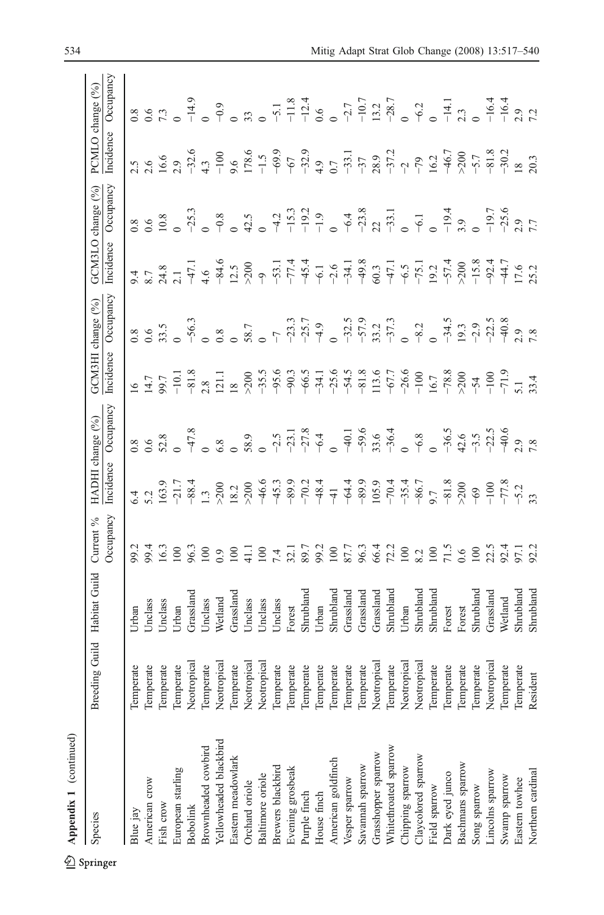**Appendix 1** (continued)

| Species | Breeding Guild | Habitat Guild | Current % | HADHI change (%) | | GCM3HI change (%) | | GCM3LO change (%) | | PCMLO change (%) | |
|---|---|---|---|---|---|---|---|---|---|---|---|
| | | | Occupancy | Incidence | Occupancy | Incidence | Occupancy | Incidence | Occupancy | Incidence | Occupancy |
| Blue jay | Temperate | Urban | 99.2 | 6.4 | 0.8 | 16 | 0.8 | 9.4 | 0.8 | 2.5 | 0.8 |
| American crow | Temperate | Unclass | 99.4 | 5.2 | 0.6 | 14.7 | 0.6 | 8.7 | 0.6 | 2.6 | 0.6 |
| Fish crow | Temperate | Unclass | 16.3 | 163.9 | 52.8 | 99.7 | 33.5 | 24.8 | 10.8 | 16.6 | 7.3 |
| European starling | Temperate | Urban | 100 | −21.7 | 0 | −10.1 | 0 | 2.1 | 0 | 2.9 | 0 |
| Bobolink | Neotropical | Grassland | 96.3 | −88.4 | −47.8 | −81.8 | −56.3 | −47.1 | −25.3 | −32.6 | −14.9 |
| Brownheaded cowbird | Temperate | Unclass | 100 | 1.3 | 0 | 2.8 | 0 | 4.6 | 0 | 4.3 | 0 |
| Yellowheaded blackbird | Neotropical | Wetland | 0.9 | >200 | 6.8 | 121.1 | 0.8 | −84.6 | −0.8 | −100 | −0.9 |
| Eastern meadowlark | Temperate | Grassland | 100 | 18.2 | 0 | 18 | 0 | 12.5 | 0 | 9.6 | 0 |
| Orchard oriole | Neotropical | Unclass | 41.1 | >200 | 58.9 | >200 | 58.7 | >200 | 42.5 | 178.6 | 33 |
| Baltimore oriole | Neotropical | Unclass | 100 | −46.6 | 0 | −35.5 | 0 | −9 | 0 | −1.5 | 0 |
| Brewers blackbird | Temperate | Unclass | 7.4 | −45.3 | −2.5 | −95.6 | −7 | −53.1 | −4.2 | −69.9 | −5.1 |
| Evening grosbeak | Temperate | Forest | 32.1 | −89.9 | −23.1 | −90.3 | −23.3 | −77.4 | −15.3 | −67 | −11.8 |
| Purple finch | Temperate | Shrubland | 89.7 | −70.2 | −27.8 | −66.5 | −25.7 | −45.4 | −19.2 | −32.9 | −12.4 |
| House finch | Temperate | Urban | 99.2 | −48.4 | −6.4 | −34.1 | −4.9 | −6.1 | −1.9 | 4.9 | 0.6 |
| American goldfinch | Temperate | Shrubland | 100 | −41 | 0 | −25.6 | 0 | −2.6 | 0 | 0.7 | 0 |
| Vesper sparrow | Temperate | Grassland | 87.7 | −64.4 | −40.1 | −54.5 | −32.5 | −34.1 | −6.4 | −33.1 | −2.7 |
| Savannah sparrow | Temperate | Grassland | 96.3 | −89.9 | −59.6 | −81.8 | −57.9 | −49.8 | −23.8 | −37 | −10.7 |
| Grasshopper sparrow | Neotropical | Grassland | 66.4 | 105.9 | 33.6 | 113.6 | 33.2 | 60.3 | 22 | 28.9 | 13.2 |
| Whitethroated sparrow | Temperate | Shrubland | 72.2 | −70.4 | −36.4 | −67.7 | −37.3 | −47.1 | −33.1 | −37.2 | −28.7 |
| Chipping sparrow | Neotropical | Urban | 100 | −35.4 | 0 | −26.6 | 0 | −6.5 | 0 | −2 | 0 |
| Claycolored sparrow | Neotropical | Shrubland | 8.2 | −86.7 | −6.8 | −100 | −8.2 | −75.1 | −6.1 | −79 | −6.2 |
| Field sparrow | Temperate | Shrubland | 100 | 9.7 | 0 | 16.7 | 0 | 19.2 | 0 | 16.2 | 0 |
| Dark eyed junco | Temperate | Forest | 71.5 | −81.8 | −36.5 | −78.8 | −34.5 | −57.4 | −19.4 | −46.7 | −14.1 |
| Bachmans sparrow | Temperate | Forest | 0.6 | >200 | 42.6 | >200 | 19.3 | >200 | 3.9 | >200 | 2.3 |
| Song sparrow | Temperate | Shrubland | 100 | −69 | −3.5 | −54 | −2.9 | −15.8 | 0 | −5.7 | 0 |
| Lincolns sparrow | Neotropical | Grassland | 22.5 | −100 | −22.5 | −100 | −22.5 | −92.4 | −19.7 | −81.8 | −16.4 |
| Swamp sparrow | Temperate | Wetland | 92.4 | −77.8 | −40.6 | −71.9 | −40.8 | −44.7 | −25.6 | −30.2 | −16.4 |
| Eastern towhee | Temperate | Shrubland | 97.1 | −5.2 | 2.9 | 5.1 | 2.9 | 17.6 | 2.9 | 18 | 2.9 |
| Northern cardinal | Resident | Shrubland | 92.2 | 33 | 7.8 | 33.4 | 7.8 | 25.2 | 7.7 | 20.3 | 7.2 |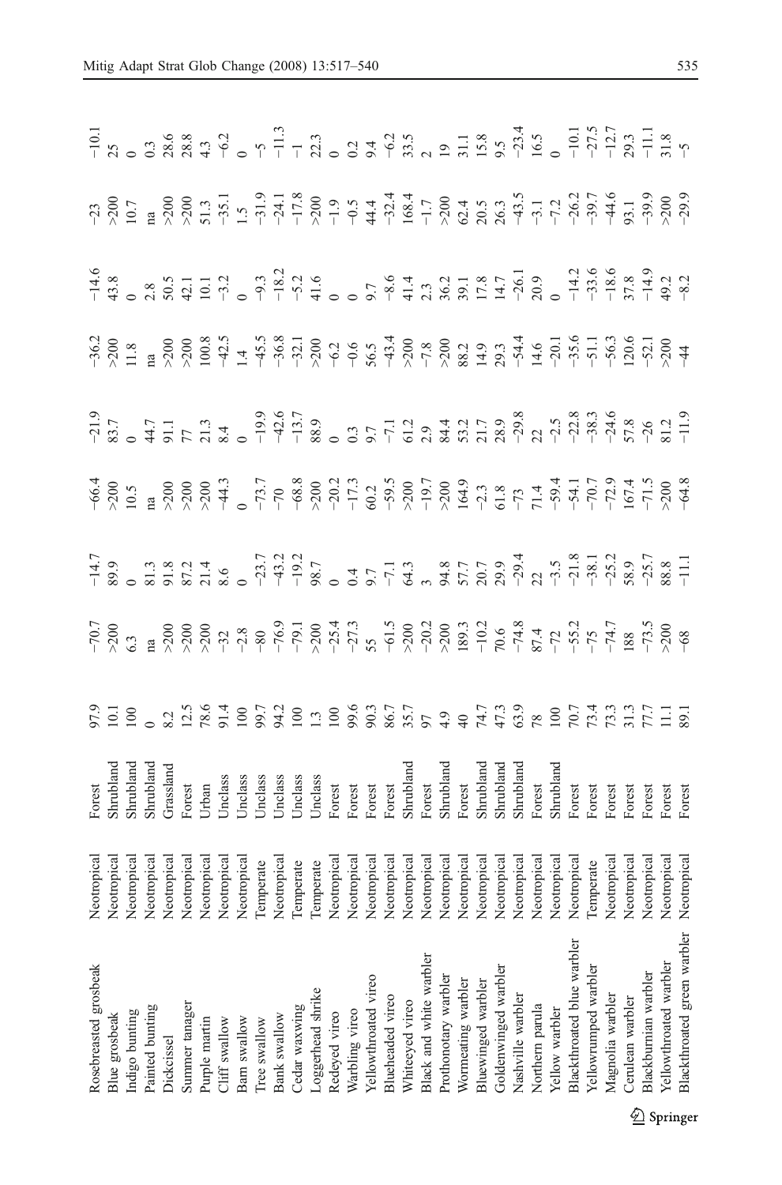| | | | | | | | | | | | |
|---|---|---|---|---|---|---|---|---|---|---|---|
| Rosebreasted grosbeak | Neotropical | Forest | 97.9 | −70.7 | −14.7 | −66.4 | −21.9 | −36.2 | −14.6 | −23 | −10.1 |
| Blue grosbeak | Neotropical | Shrubland | 10.1 | >200 | 89.9 | >200 | 83.7 | >200 | 43.8 | >200 | 25 |
| Indigo bunting | Neotropical | Shrubland | 100 | 6.3 | 0 | 10.5 | 0 | 11.8 | 0 | 10.7 | 0 |
| Painted bunting | Neotropical | Shrubland | 0 | na | 81.3 | na | 44.7 | na | 2.8 | na | 0.3 |
| Dickcissel | Neotropical | Grassland | 8.2 | >200 | 91.8 | >200 | 91.1 | >200 | 50.5 | >200 | 28.6 |
| Summer tanager | Neotropical | Forest | 12.5 | >200 | 87.2 | >200 | 77 | >200 | 42.1 | >200 | 28.8 |
| Purple martin | Neotropical | Urban | 78.6 | >200 | 21.4 | >200 | 21.3 | 100.8 | 10.1 | 51.3 | 4.3 |
| Cliff swallow | Neotropical | Unclass | 91.4 | −32 | 8.6 | −44.3 | 8.4 | −42.5 | −3.2 | −35.1 | −6.2 |
| Barn swallow | Neotropical | Unclass | 100 | −2.8 | 0 | 0 | 0 | 1.4 | 0 | 1.5 | 0 |
| Tree swallow | Temperate | Unclass | 99.7 | −80 | −23.7 | −73.7 | −19.9 | −45.5 | −9.3 | −31.9 | −5 |
| Bank swallow | Neotropical | Unclass | 94.2 | −76.9 | −43.2 | −70 | −42.6 | −36.8 | −18.2 | −24.1 | −11.3 |
| Cedar waxwing | Temperate | Unclass | 100 | −79.1 | −19.2 | −68.8 | −13.7 | −32.1 | −5.2 | −17.8 | −1 |
| Loggerhead shrike | Temperate | Unclass | 1.3 | >200 | 98.7 | >200 | 88.9 | >200 | 41.6 | >200 | 22.3 |
| Redeyed vireo | Neotropical | Forest | 100 | −25.4 | 0 | −20.2 | 0 | −6.2 | 0 | −1.9 | 0 |
| Warbling vireo | Neotropical | Forest | 99.6 | −27.3 | 0.4 | −17.3 | 0.3 | −0.6 | 0 | −0.5 | 0.2 |
| Yellowthroated vireo | Neotropical | Forest | 90.3 | 55 | 9.7 | 60.2 | 9.7 | 56.5 | 9.7 | 44.4 | 9.4 |
| Blueheaded vireo | Neotropical | Forest | 86.7 | −61.5 | −7.1 | −59.5 | −7.1 | −43.4 | −8.6 | −32.4 | −6.2 |
| Whiteeyed vireo | Neotropical | Shrubland | 35.7 | >200 | 64.3 | >200 | 61.2 | >200 | 41.4 | 168.4 | 33.5 |
| Black and white warbler | Neotropical | Forest | 97 | −20.2 | 3 | −19.7 | 2.9 | −7.8 | 2.3 | −1.7 | 2 |
| Prothonotary warbler | Neotropical | Shrubland | 4.9 | >200 | 94.8 | >200 | 84.4 | >200 | 36.2 | >200 | 19 |
| Wormeating warbler | Neotropical | Forest | 40 | 189.3 | 57.7 | 164.9 | 53.2 | 88.2 | 39.1 | 62.4 | 31.1 |
| Bluewinged warbler | Neotropical | Shrubland | 74.7 | −10.2 | 20.7 | −2.3 | 21.7 | 14.9 | 17.8 | 20.5 | 15.8 |
| Goldenwinged warbler | Neotropical | Shrubland | 47.3 | 70.6 | 29.9 | 61.8 | 28.9 | 29.3 | 14.7 | 26.3 | 9.5 |
| Nashville warbler | Neotropical | Shrubland | 63.9 | −74.8 | −29.4 | −73 | −29.8 | −54.4 | −26.1 | −43.5 | −23.4 |
| Northern parula | Neotropical | Forest | 78 | 87.4 | 22 | 71.4 | 22 | 14.6 | 20.9 | −3.1 | 16.5 |
| Yellow warbler | Neotropical | Shrubland | 100 | −72 | −3.5 | −59.4 | −2.5 | −20.1 | 0 | −7.2 | 0 |
| Blackthroated blue warbler | Neotropical | Forest | 70.7 | −55.2 | −21.8 | −54.1 | −22.8 | −35.6 | −14.2 | −26.2 | −10.1 |
| Yellowrumped warbler | Temperate | Forest | 73.4 | −75 | −38.1 | −70.7 | −38.3 | −51.1 | −33.6 | −39.7 | −27.5 |
| Magnolia warbler | Neotropical | Forest | 73.3 | −74.7 | −25.2 | −72.9 | −24.6 | −56.3 | −18.6 | −44.6 | −12.7 |
| Cerulean warbler | Neotropical | Forest | 31.3 | 188 | 58.9 | 167.4 | 57.8 | 120.6 | 37.8 | 93.1 | 29.3 |
| Blackburnian warbler | Neotropical | Forest | 77.7 | −73.5 | −25.7 | −71.5 | −26 | −52.1 | −14.9 | −39.9 | −11.1 |
| Yellowthroated warbler | Neotropical | Forest | 11.1 | >200 | 88.8 | >200 | 81.2 | >200 | 49.2 | >200 | 31.8 |
| Blackthroated green warbler | Neotropical | Forest | 89.1 | −68 | −11.1 | −64.8 | −11.9 | −44 | −8.2 | −29.9 | −5 |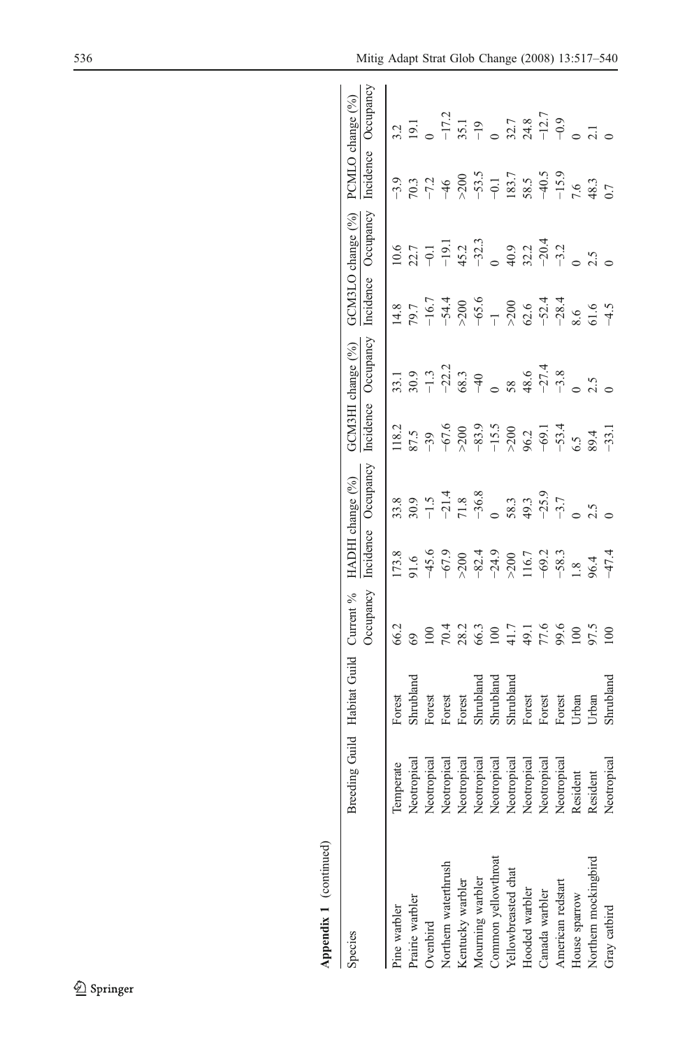**Appendix 1** (continued)

| Species | Breeding Guild | Habitat Guild | Current % | HADHI change (%) | | GCM3HI change (%) | | GCM3LO change (%) | | PCMLO change (%) | |
|---|---|---|---|---|---|---|---|---|---|---|---|
| | | | Occupancy | Incidence | Occupancy | Incidence | Occupancy | Incidence | Occupancy | Incidence | Occupancy |
| Pine warbler | Temperate | Forest | 66.2 | 173.8 | 33.8 | 118.2 | 33.1 | 14.8 | 10.6 | −3.9 | 3.2 |
| Prairie warbler | Neotropical | Shrubland | 69 | 91.6 | 30.9 | 87.5 | 30.9 | 79.7 | 22.7 | 70.3 | 19.1 |
| Ovenbird | Neotropical | Forest | 100 | −45.6 | −1.5 | −39 | −1.3 | −16.7 | −0.1 | −7.2 | 0 |
| Northern waterthrush | Neotropical | Forest | 70.4 | −67.9 | −21.4 | −67.6 | −22.2 | −54.4 | −19.1 | −46 | −17.2 |
| Kentucky warbler | Neotropical | Forest | 28.2 | >200 | 71.8 | >200 | 68.3 | >200 | 45.2 | >200 | 35.1 |
| Mourning warbler | Neotropical | Shrubland | 66.3 | −82.4 | −36.8 | −83.9 | −40 | −65.6 | −32.3 | −53.5 | −19 |
| Common yellowthroat | Neotropical | Shrubland | 100 | −24.9 | 0 | −15.5 | 0 | −1 | 0 | −0.1 | 0 |
| Yellowbreasted chat | Neotropical | Shrubland | 41.7 | >200 | 58.3 | >200 | 58 | >200 | 40.9 | 183.7 | 32.7 |
| Hooded warbler | Neotropical | Forest | 49.1 | 116.7 | 49.3 | 96.2 | 48.6 | 62.6 | 32.2 | 58.5 | 24.8 |
| Canada warbler | Neotropical | Forest | 77.6 | −69.2 | −25.9 | −69.1 | −27.4 | −52.4 | −20.4 | −40.5 | −12.7 |
| American redstart | Neotropical | Forest | 99.6 | −58.3 | −3.7 | −53.4 | −3.8 | −28.4 | −3.2 | −15.9 | −0.9 |
| House sparrow | Resident | Urban | 100 | 1.8 | 0 | 6.5 | 0 | 8.6 | 0 | 7.6 | 0 |
| Northern mockingbird | Resident | Urban | 97.5 | 96.4 | 2.5 | 89.4 | 2.5 | 61.6 | 2.5 | 48.3 | 2.1 |
| Gray catbird | Neotropical | Shrubland | 100 | −47.4 | 0 | −33.1 | 0 | −4.5 | 0 | 0.7 | 0 |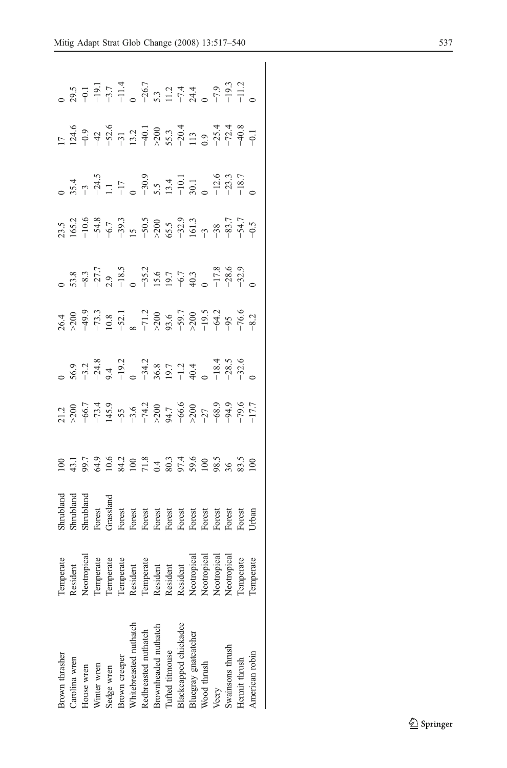| | | | | | | | | | | | |
|---|---|---|---|---|---|---|---|---|---|---|---|
| Brown thrasher | Temperate | Shrubland | 100 | 21.2 | 0 | 26.4 | 0 | 23.5 | 0 | 17 | 0 |
| Carolina wren | Resident | Shrubland | 43.1 | >200 | 56.9 | >200 | 53.8 | 165.2 | 35.4 | 124.6 | 29.5 |
| House wren | Neotropical | Shrubland | 99.7 | −66.7 | −3.2 | −49.9 | −8.3 | −10.6 | −3 | −0.9 | −0.1 |
| Winter wren | Temperate | Forest | 64.9 | −73.4 | −24.8 | −73.3 | −27.7 | −54.8 | −24.5 | −42 | −19.1 |
| Sedge wren | Temperate | Grassland | 10.6 | 145.9 | 9.4 | 10.8 | 2.9 | −6.7 | 1.1 | −52.6 | −3.7 |
| Brown creeper | Temperate | Forest | 84.2 | −55 | −19.2 | −52.1 | −18.5 | −39.3 | −17 | −31 | −11.4 |
| Whitebreasted nuthatch | Resident | Forest | 100 | −3.6 | 0 | 8 | 0 | 15 | 0 | 13.2 | 0 |
| Redbreasted nuthatch | Temperate | Forest | 71.8 | −74.2 | −34.2 | −71.2 | −35.2 | −50.5 | −30.9 | −40.1 | −26.7 |
| Brownheaded nuthatch | Resident | Forest | 0.4 | >200 | 36.8 | >200 | 15.6 | >200 | 5.5 | >200 | 5.3 |
| Tufted titmouse | Resident | Forest | 80.3 | 94.7 | 19.7 | 93.6 | 19.7 | 65.5 | 13.4 | 55.3 | 11.2 |
| Blackcapped chickadee | Resident | Forest | 97.4 | −66.6 | −1.2 | −59.7 | −6.7 | −32.9 | −10.1 | −20.4 | −7.4 |
| Bluegray gnatcatcher | Neotropical | Forest | 59.6 | >200 | 40.4 | >200 | 40.3 | 161.3 | 30.1 | 113 | 24.4 |
| Wood thrush | Neotropical | Forest | 100 | −27 | 0 | −19.5 | 0 | −3 | 0 | 0.9 | 0 |
| Veery | Neotropical | Forest | 98.5 | −68.9 | −18.4 | −64.2 | −17.8 | −38 | −12.6 | −25.4 | −7.9 |
| Swainsons thrush | Neotropical | Forest | 36 | −94.9 | −28.5 | −95 | −28.6 | −83.7 | −23.3 | −72.4 | −19.3 |
| Hermit thrush | Temperate | Forest | 83.5 | −79.6 | −32.6 | −76.6 | −32.9 | −54.7 | −18.7 | −40.8 | −11.2 |
| American robin | Temperate | Urban | 100 | −17.7 | 0 | −8.2 | 0 | −0.5 | 0 | −0.1 | 0 |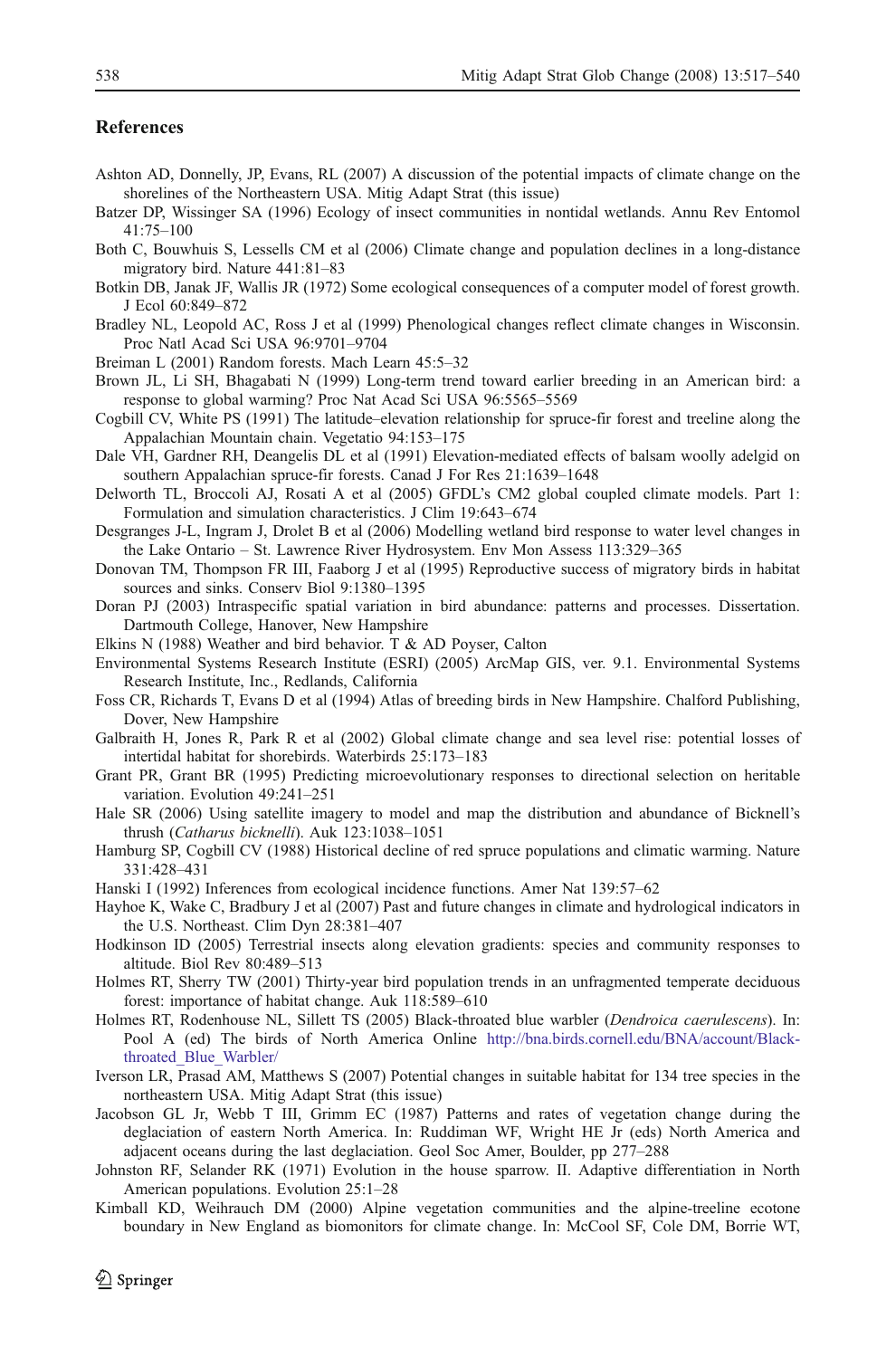## References

Ashton AD, Donnelly, JP, Evans, RL (2007) A discussion of the potential impacts of climate change on the shorelines of the Northeastern USA. Mitig Adapt Strat (this issue)

Batzer DP, Wissinger SA (1996) Ecology of insect communities in nontidal wetlands. Annu Rev Entomol 41:75–100

Both C, Bouwhuis S, Lessells CM et al (2006) Climate change and population declines in a long-distance migratory bird. Nature 441:81–83

Botkin DB, Janak JF, Wallis JR (1972) Some ecological consequences of a computer model of forest growth. J Ecol 60:849–872

Bradley NL, Leopold AC, Ross J et al (1999) Phenological changes reflect climate changes in Wisconsin. Proc Natl Acad Sci USA 96:9701–9704

Breiman L (2001) Random forests. Mach Learn 45:5–32

Brown JL, Li SH, Bhagabati N (1999) Long-term trend toward earlier breeding in an American bird: a response to global warming? Proc Nat Acad Sci USA 96:5565–5569

Cogbill CV, White PS (1991) The latitude–elevation relationship for spruce-fir forest and treeline along the Appalachian Mountain chain. Vegetatio 94:153–175

Dale VH, Gardner RH, Deangelis DL et al (1991) Elevation-mediated effects of balsam woolly adelgid on southern Appalachian spruce-fir forests. Canad J For Res 21:1639–1648

Delworth TL, Broccoli AJ, Rosati A et al (2005) GFDL's CM2 global coupled climate models. Part 1: Formulation and simulation characteristics. J Clim 19:643–674

Desgranges J-L, Ingram J, Drolet B et al (2006) Modelling wetland bird response to water level changes in the Lake Ontario – St. Lawrence River Hydrosystem. Env Mon Assess 113:329–365

Donovan TM, Thompson FR III, Faaborg J et al (1995) Reproductive success of migratory birds in habitat sources and sinks. Conserv Biol 9:1380–1395

Doran PJ (2003) Intraspecific spatial variation in bird abundance: patterns and processes. Dissertation. Dartmouth College, Hanover, New Hampshire

Elkins N (1988) Weather and bird behavior. T & AD Poyser, Calton

Environmental Systems Research Institute (ESRI) (2005) ArcMap GIS, ver. 9.1. Environmental Systems Research Institute, Inc., Redlands, California

Foss CR, Richards T, Evans D et al (1994) Atlas of breeding birds in New Hampshire. Chalford Publishing, Dover, New Hampshire

Galbraith H, Jones R, Park R et al (2002) Global climate change and sea level rise: potential losses of intertidal habitat for shorebirds. Waterbirds 25:173–183

Grant PR, Grant BR (1995) Predicting microevolutionary responses to directional selection on heritable variation. Evolution 49:241–251

Hale SR (2006) Using satellite imagery to model and map the distribution and abundance of Bicknell's thrush (*Catharus bicknelli*). Auk 123:1038–1051

Hamburg SP, Cogbill CV (1988) Historical decline of red spruce populations and climatic warming. Nature 331:428–431

Hanski I (1992) Inferences from ecological incidence functions. Amer Nat 139:57–62

Hayhoe K, Wake C, Bradbury J et al (2007) Past and future changes in climate and hydrological indicators in the U.S. Northeast. Clim Dyn 28:381–407

Hodkinson ID (2005) Terrestrial insects along elevation gradients: species and community responses to altitude. Biol Rev 80:489–513

Holmes RT, Sherry TW (2001) Thirty-year bird population trends in an unfragmented temperate deciduous forest: importance of habitat change. Auk 118:589–610

Holmes RT, Rodenhouse NL, Sillett TS (2005) Black-throated blue warbler (*Dendroica caerulescens*). In: Pool A (ed) The birds of North America Online http://bna.birds.cornell.edu/BNA/account/Black-throated_Blue_Warbler/

Iverson LR, Prasad AM, Matthews S (2007) Potential changes in suitable habitat for 134 tree species in the northeastern USA. Mitig Adapt Strat (this issue)

Jacobson GL Jr, Webb T III, Grimm EC (1987) Patterns and rates of vegetation change during the deglaciation of eastern North America. In: Ruddiman WF, Wright HE Jr (eds) North America and adjacent oceans during the last deglaciation. Geol Soc Amer, Boulder, pp 277–288

Johnston RF, Selander RK (1971) Evolution in the house sparrow. II. Adaptive differentiation in North American populations. Evolution 25:1–28

Kimball KD, Weihrauch DM (2000) Alpine vegetation communities and the alpine-treeline ecotone boundary in New England as biomonitors for climate change. In: McCool SF, Cole DM, Borrie WT,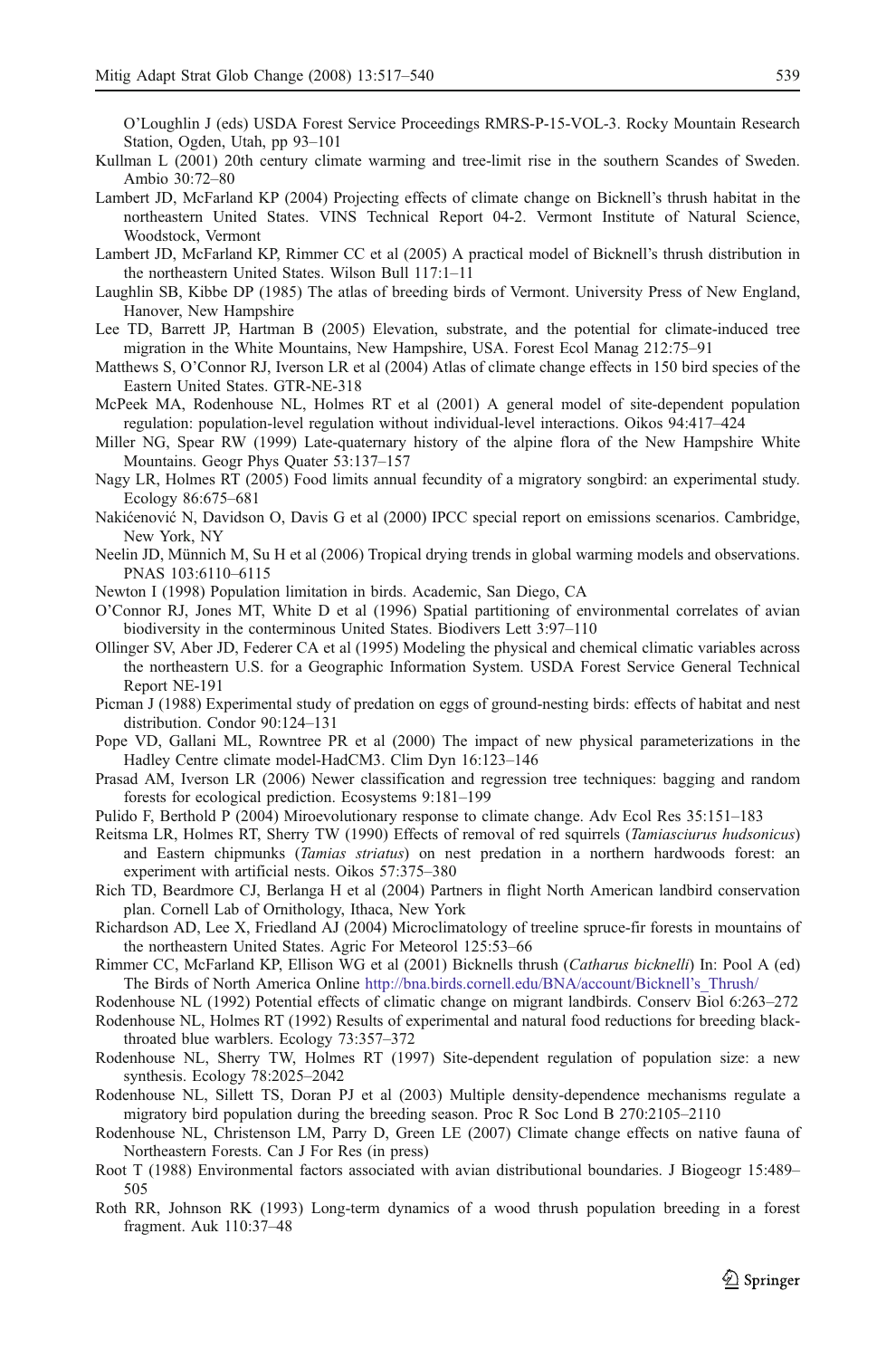O'Loughlin J (eds) USDA Forest Service Proceedings RMRS-P-15-VOL-3. Rocky Mountain Research Station, Ogden, Utah, pp 93–101

Kullman L (2001) 20th century climate warming and tree-limit rise in the southern Scandes of Sweden. Ambio 30:72–80

Lambert JD, McFarland KP (2004) Projecting effects of climate change on Bicknell's thrush habitat in the northeastern United States. VINS Technical Report 04-2. Vermont Institute of Natural Science, Woodstock, Vermont

Lambert JD, McFarland KP, Rimmer CC et al (2005) A practical model of Bicknell's thrush distribution in the northeastern United States. Wilson Bull 117:1–11

Laughlin SB, Kibbe DP (1985) The atlas of breeding birds of Vermont. University Press of New England, Hanover, New Hampshire

Lee TD, Barrett JP, Hartman B (2005) Elevation, substrate, and the potential for climate-induced tree migration in the White Mountains, New Hampshire, USA. Forest Ecol Manag 212:75–91

Matthews S, O'Connor RJ, Iverson LR et al (2004) Atlas of climate change effects in 150 bird species of the Eastern United States. GTR-NE-318

McPeek MA, Rodenhouse NL, Holmes RT et al (2001) A general model of site-dependent population regulation: population-level regulation without individual-level interactions. Oikos 94:417–424

Miller NG, Spear RW (1999) Late-quaternary history of the alpine flora of the New Hampshire White Mountains. Geogr Phys Quater 53:137–157

Nagy LR, Holmes RT (2005) Food limits annual fecundity of a migratory songbird: an experimental study. Ecology 86:675–681

Nakićenović N, Davidson O, Davis G et al (2000) IPCC special report on emissions scenarios. Cambridge, New York, NY

Neelin JD, Münnich M, Su H et al (2006) Tropical drying trends in global warming models and observations. PNAS 103:6110–6115

Newton I (1998) Population limitation in birds. Academic, San Diego, CA

O'Connor RJ, Jones MT, White D et al (1996) Spatial partitioning of environmental correlates of avian biodiversity in the conterminous United States. Biodivers Lett 3:97–110

Ollinger SV, Aber JD, Federer CA et al (1995) Modeling the physical and chemical climatic variables across the northeastern U.S. for a Geographic Information System. USDA Forest Service General Technical Report NE-191

Picman J (1988) Experimental study of predation on eggs of ground-nesting birds: effects of habitat and nest distribution. Condor 90:124–131

Pope VD, Gallani ML, Rowntree PR et al (2000) The impact of new physical parameterizations in the Hadley Centre climate model-HadCM3. Clim Dyn 16:123–146

Prasad AM, Iverson LR (2006) Newer classification and regression tree techniques: bagging and random forests for ecological prediction. Ecosystems 9:181–199

Pulido F, Berthold P (2004) Miroevolutionary response to climate change. Adv Ecol Res 35:151–183

Reitsma LR, Holmes RT, Sherry TW (1990) Effects of removal of red squirrels (*Tamiasciurus hudsonicus*) and Eastern chipmunks (*Tamias striatus*) on nest predation in a northern hardwoods forest: an experiment with artificial nests. Oikos 57:375–380

Rich TD, Beardmore CJ, Berlanga H et al (2004) Partners in flight North American landbird conservation plan. Cornell Lab of Ornithology, Ithaca, New York

Richardson AD, Lee X, Friedland AJ (2004) Microclimatology of treeline spruce-fir forests in mountains of the northeastern United States. Agric For Meteorol 125:53–66

Rimmer CC, McFarland KP, Ellison WG et al (2001) Bicknells thrush (*Catharus bicknelli*) In: Pool A (ed) The Birds of North America Online http://bna.birds.cornell.edu/BNA/account/Bicknell's_Thrush/

Rodenhouse NL (1992) Potential effects of climatic change on migrant landbirds. Conserv Biol 6:263–272

Rodenhouse NL, Holmes RT (1992) Results of experimental and natural food reductions for breeding black-throated blue warblers. Ecology 73:357–372

Rodenhouse NL, Sherry TW, Holmes RT (1997) Site-dependent regulation of population size: a new synthesis. Ecology 78:2025–2042

Rodenhouse NL, Sillett TS, Doran PJ et al (2003) Multiple density-dependence mechanisms regulate a migratory bird population during the breeding season. Proc R Soc Lond B 270:2105–2110

Rodenhouse NL, Christenson LM, Parry D, Green LE (2007) Climate change effects on native fauna of Northeastern Forests. Can J For Res (in press)

Root T (1988) Environmental factors associated with avian distributional boundaries. J Biogeogr 15:489–505

Roth RR, Johnson RK (1993) Long-term dynamics of a wood thrush population breeding in a forest fragment. Auk 110:37–48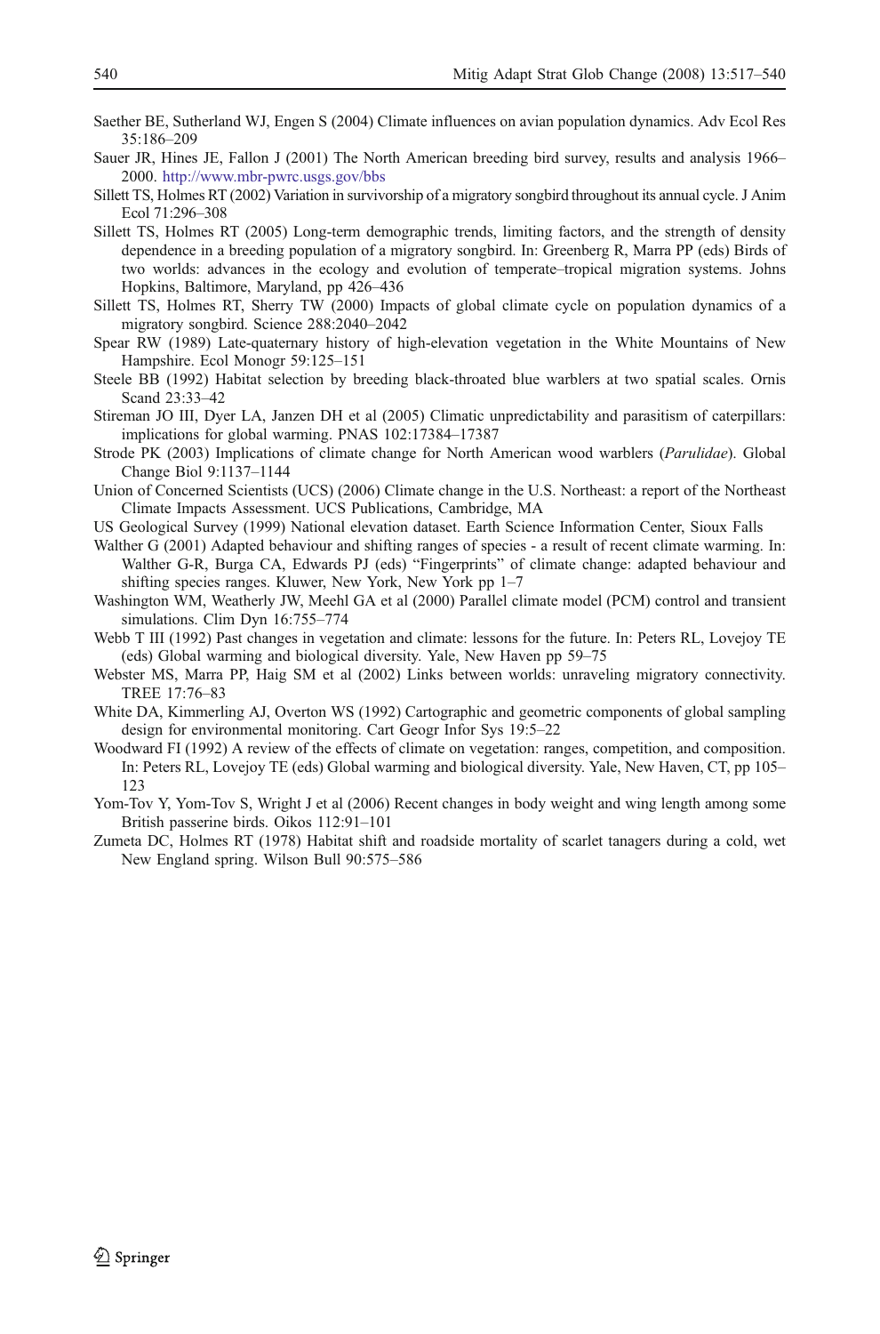Saether BE, Sutherland WJ, Engen S (2004) Climate influences on avian population dynamics. Adv Ecol Res 35:186–209

Sauer JR, Hines JE, Fallon J (2001) The North American breeding bird survey, results and analysis 1966–2000. http://www.mbr-pwrc.usgs.gov/bbs

Sillett TS, Holmes RT (2002) Variation in survivorship of a migratory songbird throughout its annual cycle. J Anim Ecol 71:296–308

Sillett TS, Holmes RT (2005) Long-term demographic trends, limiting factors, and the strength of density dependence in a breeding population of a migratory songbird. In: Greenberg R, Marra PP (eds) Birds of two worlds: advances in the ecology and evolution of temperate–tropical migration systems. Johns Hopkins, Baltimore, Maryland, pp 426–436

Sillett TS, Holmes RT, Sherry TW (2000) Impacts of global climate cycle on population dynamics of a migratory songbird. Science 288:2040–2042

Spear RW (1989) Late-quaternary history of high-elevation vegetation in the White Mountains of New Hampshire. Ecol Monogr 59:125–151

Steele BB (1992) Habitat selection by breeding black-throated blue warblers at two spatial scales. Ornis Scand 23:33–42

Stireman JO III, Dyer LA, Janzen DH et al (2005) Climatic unpredictability and parasitism of caterpillars: implications for global warming. PNAS 102:17384–17387

Strode PK (2003) Implications of climate change for North American wood warblers (*Parulidae*). Global Change Biol 9:1137–1144

Union of Concerned Scientists (UCS) (2006) Climate change in the U.S. Northeast: a report of the Northeast Climate Impacts Assessment. UCS Publications, Cambridge, MA

US Geological Survey (1999) National elevation dataset. Earth Science Information Center, Sioux Falls

Walther G (2001) Adapted behaviour and shifting ranges of species - a result of recent climate warming. In: Walther G-R, Burga CA, Edwards PJ (eds) "Fingerprints" of climate change: adapted behaviour and shifting species ranges. Kluwer, New York, New York pp 1–7

Washington WM, Weatherly JW, Meehl GA et al (2000) Parallel climate model (PCM) control and transient simulations. Clim Dyn 16:755–774

Webb T III (1992) Past changes in vegetation and climate: lessons for the future. In: Peters RL, Lovejoy TE (eds) Global warming and biological diversity. Yale, New Haven pp 59–75

Webster MS, Marra PP, Haig SM et al (2002) Links between worlds: unraveling migratory connectivity. TREE 17:76–83

White DA, Kimmerling AJ, Overton WS (1992) Cartographic and geometric components of global sampling design for environmental monitoring. Cart Geogr Infor Sys 19:5–22

Woodward FI (1992) A review of the effects of climate on vegetation: ranges, competition, and composition. In: Peters RL, Lovejoy TE (eds) Global warming and biological diversity. Yale, New Haven, CT, pp 105–123

Yom-Tov Y, Yom-Tov S, Wright J et al (2006) Recent changes in body weight and wing length among some British passerine birds. Oikos 112:91–101

Zumeta DC, Holmes RT (1978) Habitat shift and roadside mortality of scarlet tanagers during a cold, wet New England spring. Wilson Bull 90:575–586